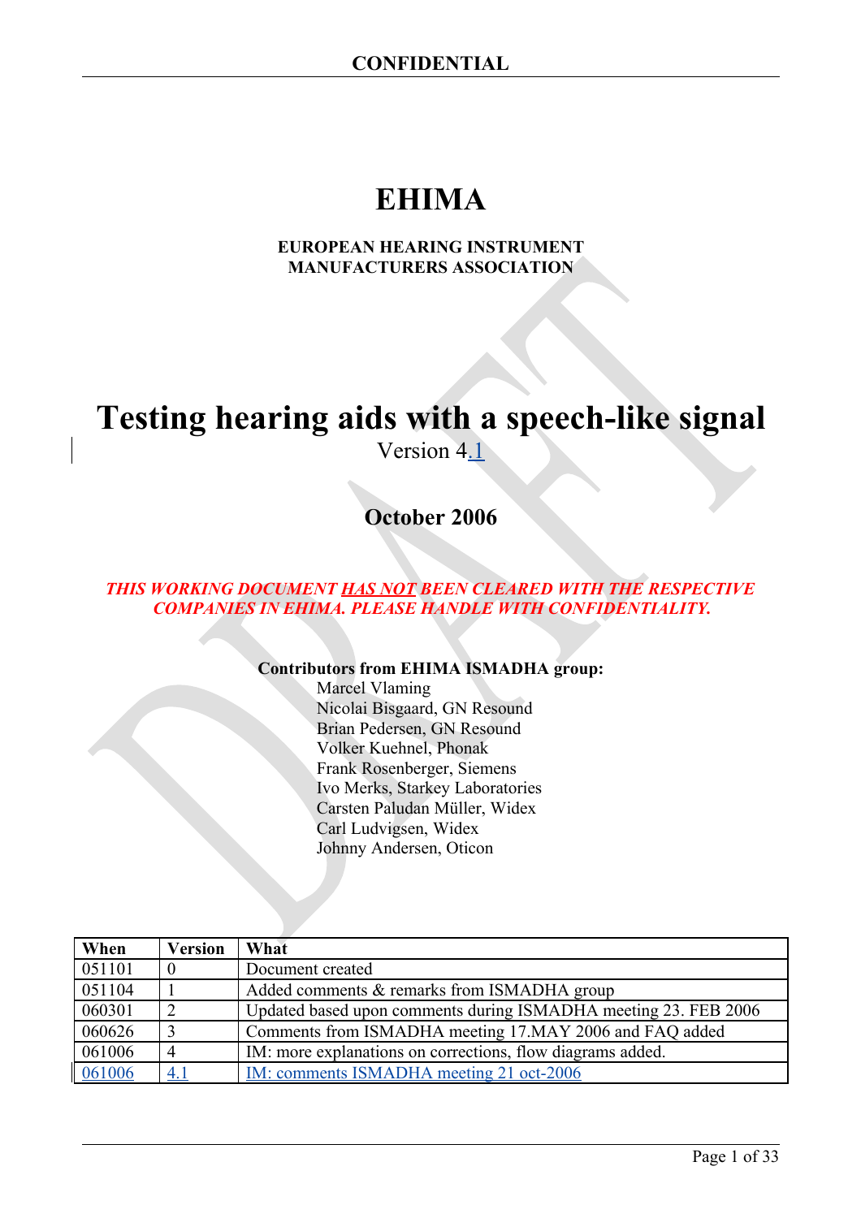CONFIDENTIAL

# EHIMA

**EUROPEAN HEARING INSTRUMENT MANUFACTURERS ASSOCIATION**

# Testing hearing aids with a speech-like signal

Version 4.1

## October 2006

***THIS WORKING DOCUMENT HAS NOT BEEN CLEARED WITH THE RESPECTIVE COMPANIES IN EHIMA. PLEASE HANDLE WITH CONFIDENTIALITY.***

**Contributors from EHIMA ISMADHA group:**

Marcel Vlaming
Nicolai Bisgaard, GN Resound
Brian Pedersen, GN Resound
Volker Kuehnel, Phonak
Frank Rosenberger, Siemens
Ivo Merks, Starkey Laboratories
Carsten Paludan Müller, Widex
Carl Ludvigsen, Widex
Johnny Andersen, Oticon

| When | Version | What |
|---|---|---|
| 051101 | 0 | Document created |
| 051104 | 1 | Added comments & remarks from ISMADHA group |
| 060301 | 2 | Updated based upon comments during ISMADHA meeting 23. FEB 2006 |
| 060626 | 3 | Comments from ISMADHA meeting 17.MAY 2006 and FAQ added |
| 061006 | 4 | IM: more explanations on corrections, flow diagrams added. |
| 061006 | 4.1 | IM: comments ISMADHA meeting 21 oct-2006 |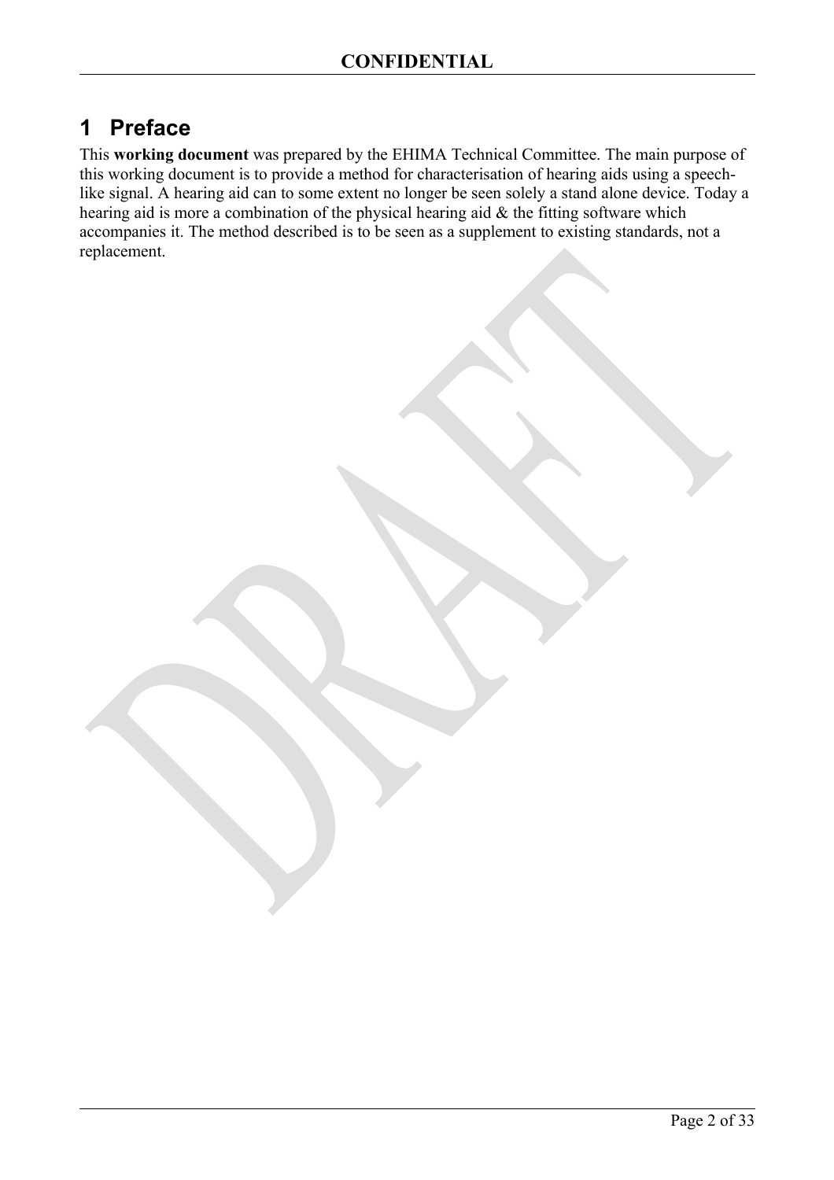# 1 Preface

This **working document** was prepared by the EHIMA Technical Committee. The main purpose of this working document is to provide a method for characterisation of hearing aids using a speech-like signal. A hearing aid can to some extent no longer be seen solely a stand alone device. Today a hearing aid is more a combination of the physical hearing aid & the fitting software which accompanies it. The method described is to be seen as a supplement to existing standards, not a replacement.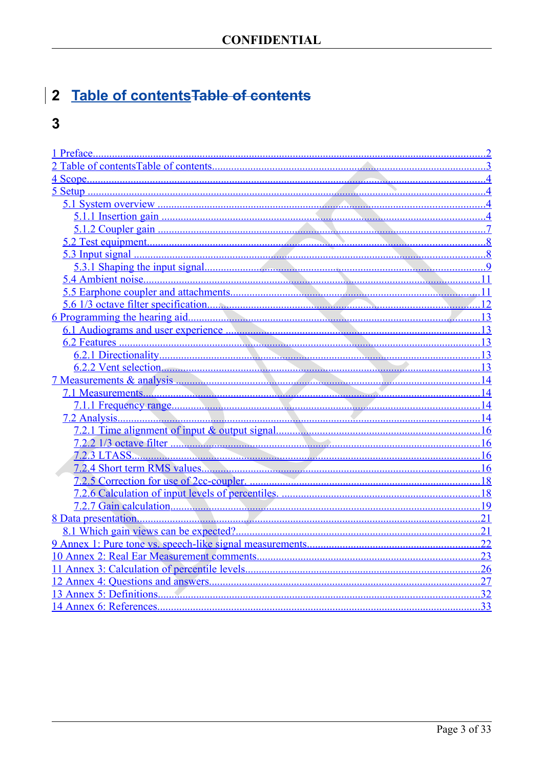## 2 Table of contents~~Table of contents~~

## 3

1 Preface....................2
2 Table of contentsTable of contents....................3
4 Scope....................4
5 Setup....................4
- 5.1 System overview....................4
  - 5.1.1 Insertion gain....................4
  - 5.1.2 Coupler gain....................7
- 5.2 Test equipment....................8
- 5.3 Input signal....................8
  - 5.3.1 Shaping the input signal....................9
- 5.4 Ambient noise....................11
- 5.5 Earphone coupler and attachments....................11
- 5.6 1/3 octave filter specification....................12

6 Programming the hearing aid....................13
- 6.1 Audiograms and user experience....................13
- 6.2 Features....................13
  - 6.2.1 Directionality....................13
  - 6.2.2 Vent selection....................13

7 Measurements & analysis....................14
- 7.1 Measurements....................14
  - 7.1.1 Frequency range....................14
- 7.2 Analysis....................14
  - 7.2.1 Time alignment of input & output signal....................16
  - 7.2.2 1/3 octave filter....................16
  - 7.2.3 LTASS....................16
  - 7.2.4 Short term RMS values....................16
  - 7.2.5 Correction for use of 2cc-coupler....................18
  - 7.2.6 Calculation of input levels of percentiles....................18
  - 7.2.7 Gain calculation....................19

8 Data presentation....................21
- 8.1 Which gain views can be expected?....................21

9 Annex 1: Pure tone vs. speech-like signal measurements....................22
10 Annex 2: Real Ear Measurement comments....................23
11 Annex 3: Calculation of percentile levels....................26
12 Annex 4: Questions and answers....................27
13 Annex 5: Definitions....................32
14 Annex 6: References....................33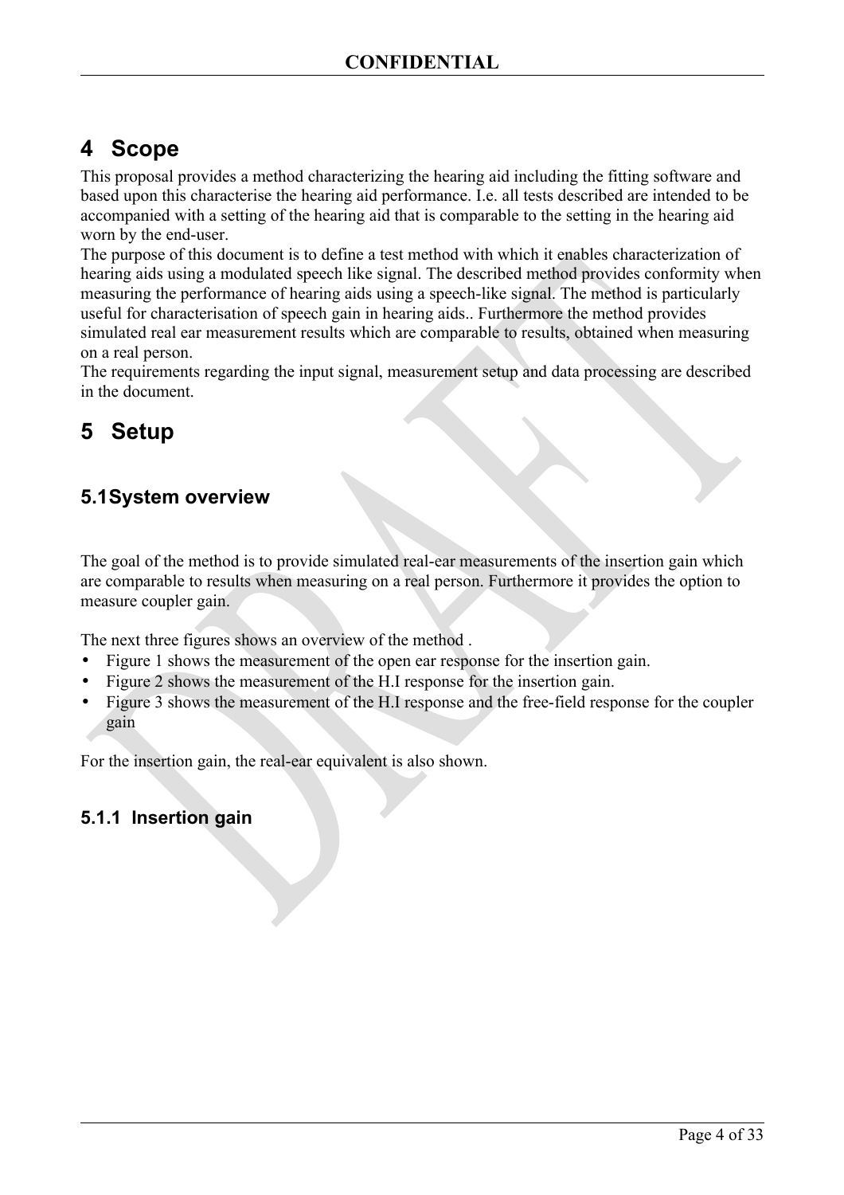# 4 Scope

This proposal provides a method characterizing the hearing aid including the fitting software and based upon this characterise the hearing aid performance. I.e. all tests described are intended to be accompanied with a setting of the hearing aid that is comparable to the setting in the hearing aid worn by the end-user.

The purpose of this document is to define a test method with which it enables characterization of hearing aids using a modulated speech like signal. The described method provides conformity when measuring the performance of hearing aids using a speech-like signal. The method is particularly useful for characterisation of speech gain in hearing aids.. Furthermore the method provides simulated real ear measurement results which are comparable to results, obtained when measuring on a real person.

The requirements regarding the input signal, measurement setup and data processing are described in the document.

# 5 Setup

## 5.1 System overview

The goal of the method is to provide simulated real-ear measurements of the insertion gain which are comparable to results when measuring on a real person. Furthermore it provides the option to measure coupler gain.

The next three figures shows an overview of the method .

- Figure 1 shows the measurement of the open ear response for the insertion gain.
- Figure 2 shows the measurement of the H.I response for the insertion gain.
- Figure 3 shows the measurement of the H.I response and the free-field response for the coupler gain

For the insertion gain, the real-ear equivalent is also shown.

### 5.1.1 Insertion gain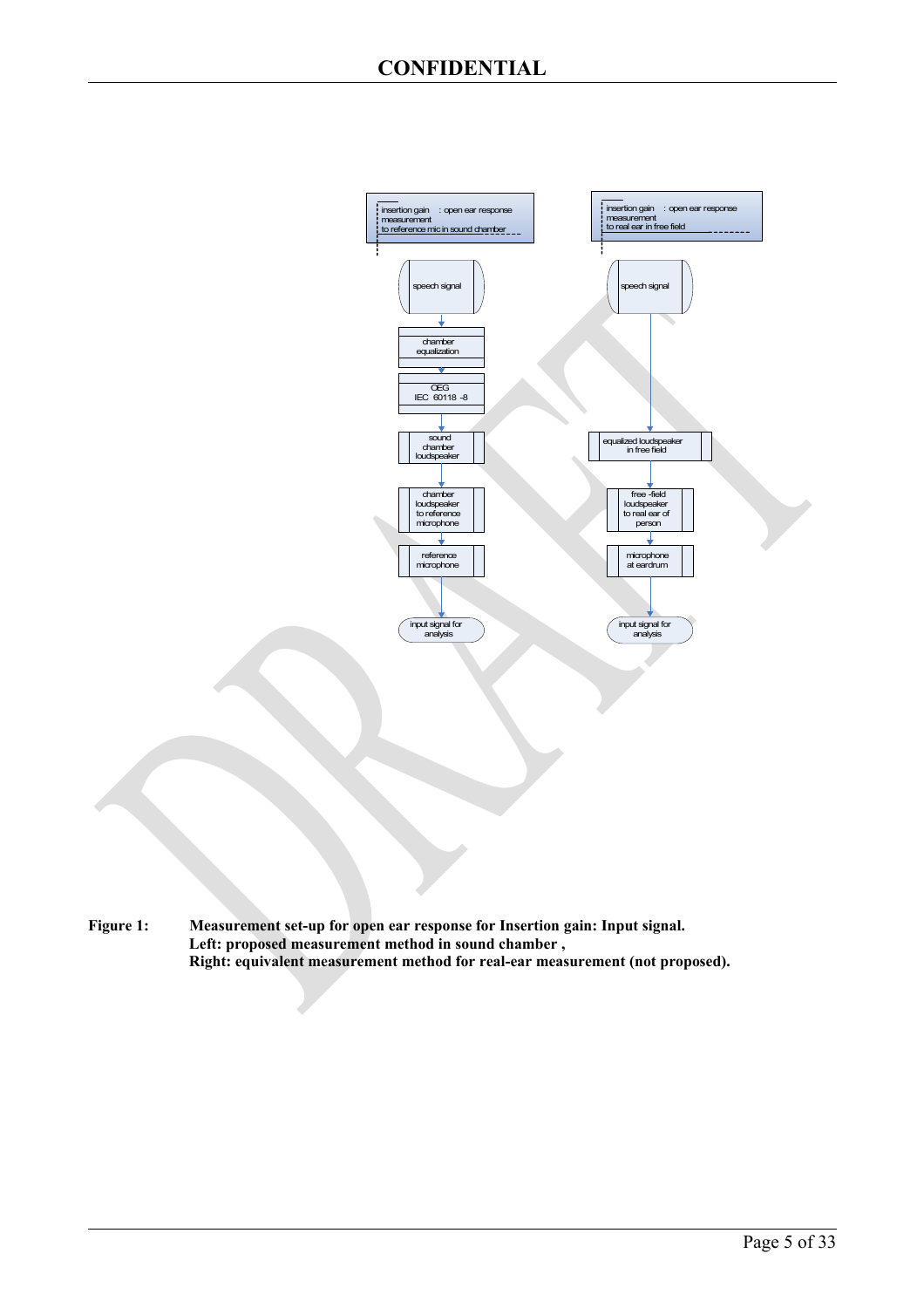insertion gain : open ear response measurement to reference mic in sound chamber

speech signal

chamber equalization

OEG IEC 60118 -8

sound chamber loudspeaker

chamber loudspeaker to reference microphone

reference microphone

input signal for analysis

insertion gain : open ear response measurement to real ear in free field

speech signal

equalized loudspeaker in free field

free -field loudspeaker to real ear of person

microphone at eardrum

input signal for analysis

**Figure 1: Measurement set-up for open ear response for Insertion gain: Input signal.
Left: proposed measurement method in sound chamber ,
Right: equivalent measurement method for real-ear measurement (not proposed).**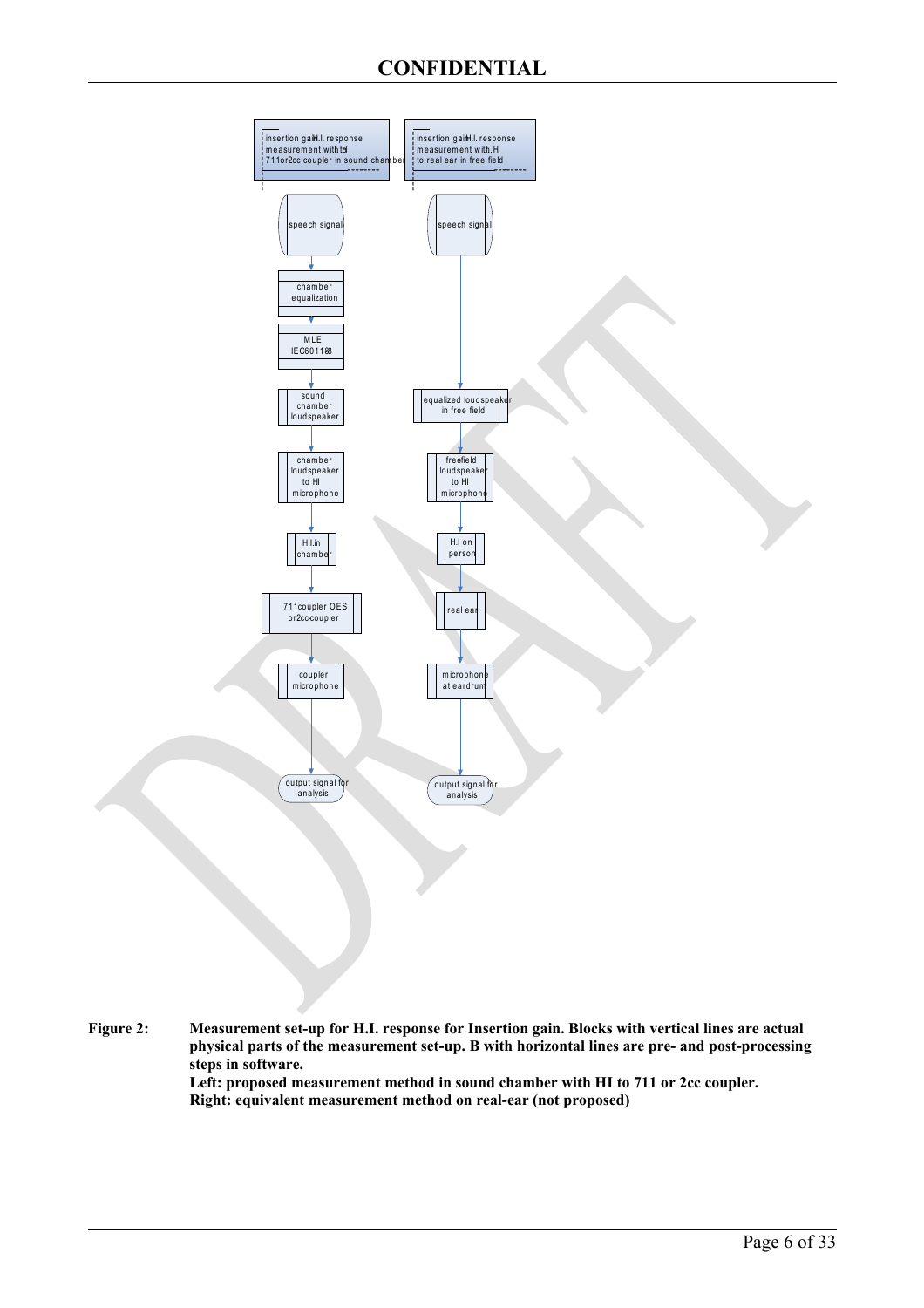insertion gain H.I. response measurement with HI 711 or 2cc coupler in sound chamber

insertion gain H.I. response measurement with H.I to real ear in free field

speech signal → chamber equalization → MLE IEC60118 → sound chamber loudspeaker → chamber loudspeaker to HI microphone → H.I. in chamber → 711 coupler OES or 2cc-coupler → coupler microphone → output signal for analysis

speech signal → equalized loudspeaker in free field → freefield loudspeaker to HI microphone → H.I on person → real ear → microphone at eardrum → output signal for analysis

**Figure 2: Measurement set-up for H.I. response for Insertion gain. Blocks with vertical lines are actual physical parts of the measurement set-up. B with horizontal lines are pre- and post-processing steps in software.**
**Left: proposed measurement method in sound chamber with HI to 711 or 2cc coupler.**
**Right: equivalent measurement method on real-ear (not proposed)**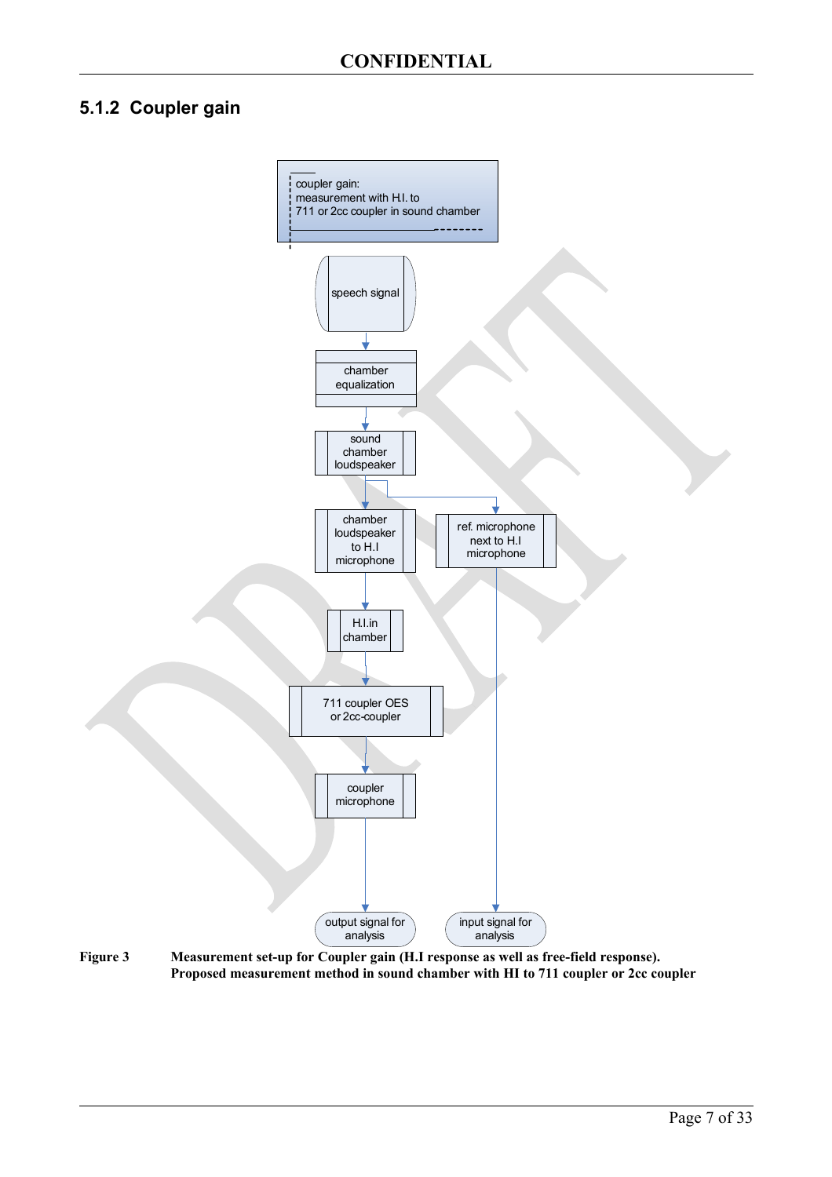### 5.1.2 Coupler gain

coupler gain:
measurement with H.I. to
711 or 2cc coupler in sound chamber

speech signal

chamber equalization

sound chamber loudspeaker

chamber loudspeaker to H.I microphone

ref. microphone next to H.I microphone

H.I.in chamber

711 coupler OES or 2cc-coupler

coupler microphone

output signal for analysis

input signal for analysis

**Figure 3 Measurement set-up for Coupler gain (H.I response as well as free-field response). Proposed measurement method in sound chamber with HI to 711 coupler or 2cc coupler**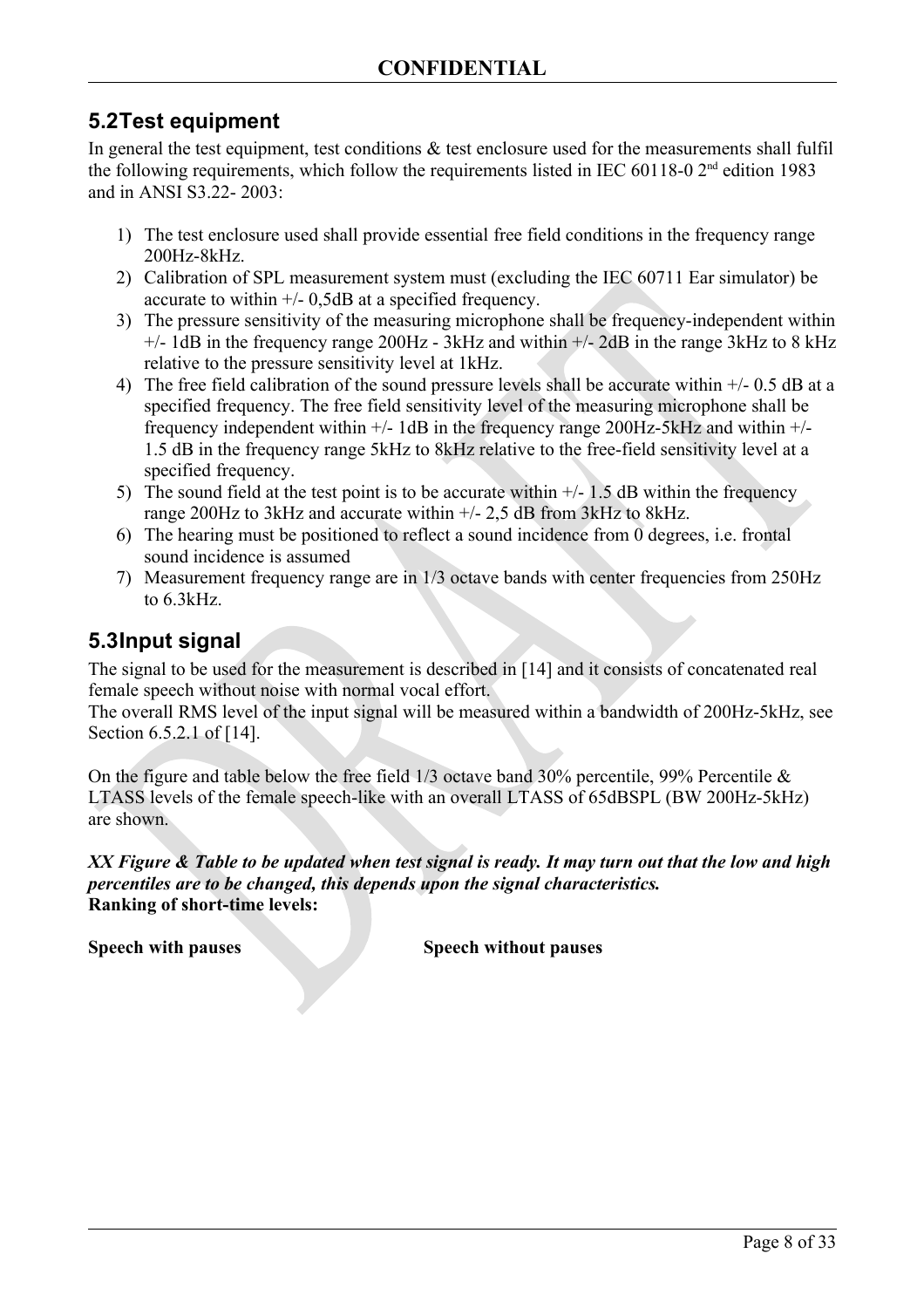## 5.2Test equipment

In general the test equipment, test conditions & test enclosure used for the measurements shall fulfil the following requirements, which follow the requirements listed in IEC 60118-0 2nd edition 1983 and in ANSI S3.22- 2003:

1) The test enclosure used shall provide essential free field conditions in the frequency range 200Hz-8kHz.
2) Calibration of SPL measurement system must (excluding the IEC 60711 Ear simulator) be accurate to within +/- 0,5dB at a specified frequency.
3) The pressure sensitivity of the measuring microphone shall be frequency-independent within +/- 1dB in the frequency range 200Hz - 3kHz and within +/- 2dB in the range 3kHz to 8 kHz relative to the pressure sensitivity level at 1kHz.
4) The free field calibration of the sound pressure levels shall be accurate within +/- 0.5 dB at a specified frequency. The free field sensitivity level of the measuring microphone shall be frequency independent within +/- 1dB in the frequency range 200Hz-5kHz and within +/- 1.5 dB in the frequency range 5kHz to 8kHz relative to the free-field sensitivity level at a specified frequency.
5) The sound field at the test point is to be accurate within +/- 1.5 dB within the frequency range 200Hz to 3kHz and accurate within +/- 2,5 dB from 3kHz to 8kHz.
6) The hearing must be positioned to reflect a sound incidence from 0 degrees, i.e. frontal sound incidence is assumed
7) Measurement frequency range are in 1/3 octave bands with center frequencies from 250Hz to 6.3kHz.

## 5.3Input signal

The signal to be used for the measurement is described in [14] and it consists of concatenated real female speech without noise with normal vocal effort.

The overall RMS level of the input signal will be measured within a bandwidth of 200Hz-5kHz, see Section 6.5.2.1 of [14].

On the figure and table below the free field 1/3 octave band 30% percentile, 99% Percentile & LTASS levels of the female speech-like with an overall LTASS of 65dBSPL (BW 200Hz-5kHz) are shown.

***XX Figure & Table to be updated when test signal is ready. It may turn out that the low and high percentiles are to be changed, this depends upon the signal characteristics.***

**Ranking of short-time levels:**

**Speech with pauses** **Speech without pauses**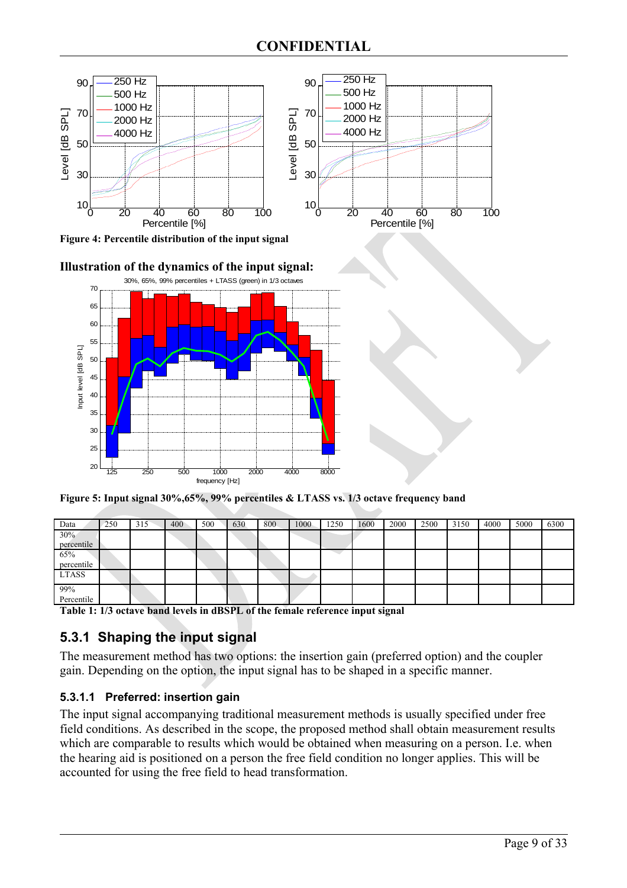**Figure 4: Percentile distribution of the input signal**

**Illustration of the dynamics of the input signal:**

**Figure 5: Input signal 30%,65%, 99% percentiles & LTASS vs. 1/3 octave frequency band**

| Data | 250 | 315 | 400 | 500 | 630 | 800 | 1000 | 1250 | 1600 | 2000 | 2500 | 3150 | 4000 | 5000 | 6300 |
|---|---|---|---|---|---|---|---|---|---|---|---|---|---|---|---|
| 30% percentile | | | | | | | | | | | | | | | |
| 65% percentile | | | | | | | | | | | | | | | |
| LTASS | | | | | | | | | | | | | | | |
| 99% Percentile | | | | | | | | | | | | | | | |

**Table 1: 1/3 octave band levels in dBSPL of the female reference input signal**

## 5.3.1 Shaping the input signal

The measurement method has two options: the insertion gain (preferred option) and the coupler gain. Depending on the option, the input signal has to be shaped in a specific manner.

### 5.3.1.1 Preferred: insertion gain

The input signal accompanying traditional measurement methods is usually specified under free field conditions. As described in the scope, the proposed method shall obtain measurement results which are comparable to results which would be obtained when measuring on a person. I.e. when the hearing aid is positioned on a person the free field condition no longer applies. This will be accounted for using the free field to head transformation.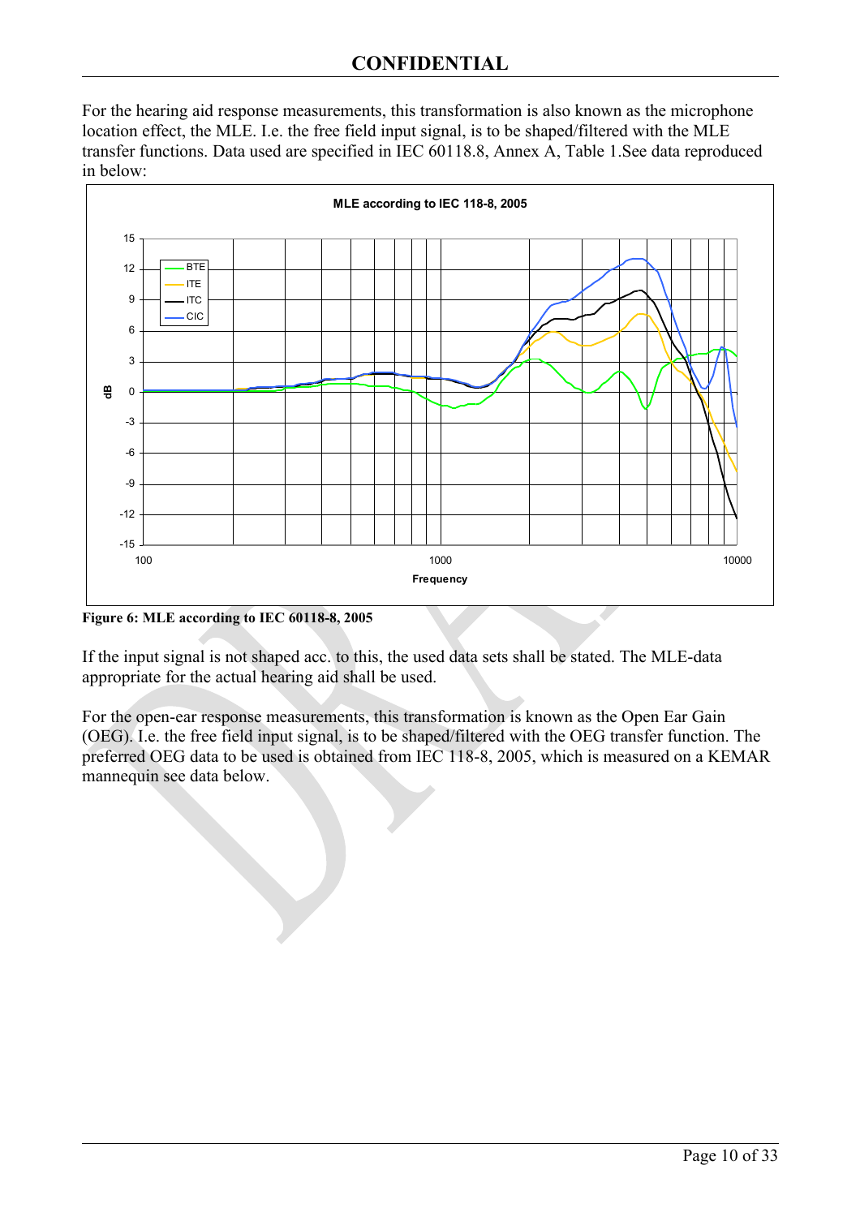For the hearing aid response measurements, this transformation is also known as the microphone location effect, the MLE. I.e. the free field input signal, is to be shaped/filtered with the MLE transfer functions. Data used are specified in IEC 60118.8, Annex A, Table 1.See data reproduced in below:

**Figure 6: MLE according to IEC 60118-8, 2005**

If the input signal is not shaped acc. to this, the used data sets shall be stated. The MLE-data appropriate for the actual hearing aid shall be used.

For the open-ear response measurements, this transformation is known as the Open Ear Gain (OEG). I.e. the free field input signal, is to be shaped/filtered with the OEG transfer function. The preferred OEG data to be used is obtained from IEC 118-8, 2005, which is measured on a KEMAR mannequin see data below.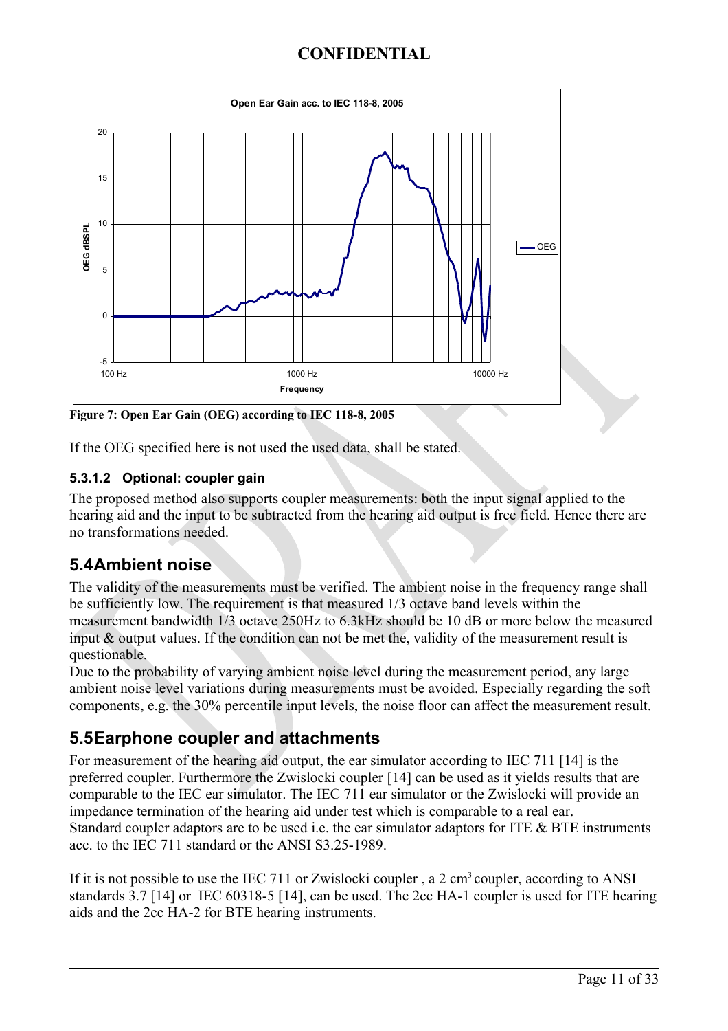Figure 7: Open Ear Gain (OEG) according to IEC 118-8, 2005

If the OEG specified here is not used the used data, shall be stated.

#### 5.3.1.2 Optional: coupler gain

The proposed method also supports coupler measurements: both the input signal applied to the hearing aid and the input to be subtracted from the hearing aid output is free field. Hence there are no transformations needed.

## 5.4 Ambient noise

The validity of the measurements must be verified. The ambient noise in the frequency range shall be sufficiently low. The requirement is that measured 1/3 octave band levels within the measurement bandwidth 1/3 octave 250Hz to 6.3kHz should be 10 dB or more below the measured input & output values. If the condition can not be met the, validity of the measurement result is questionable.
Due to the probability of varying ambient noise level during the measurement period, any large ambient noise level variations during measurements must be avoided. Especially regarding the soft components, e.g. the 30% percentile input levels, the noise floor can affect the measurement result.

## 5.5 Earphone coupler and attachments

For measurement of the hearing aid output, the ear simulator according to IEC 711 [14] is the preferred coupler. Furthermore the Zwislocki coupler [14] can be used as it yields results that are comparable to the IEC ear simulator. The IEC 711 ear simulator or the Zwislocki will provide an impedance termination of the hearing aid under test which is comparable to a real ear.
Standard coupler adaptors are to be used i.e. the ear simulator adaptors for ITE & BTE instruments acc. to the IEC 711 standard or the ANSI S3.25-1989.

If it is not possible to use the IEC 711 or Zwislocki coupler , a 2 $cm^3$ coupler, according to ANSI standards 3.7 [14] or IEC 60318-5 [14], can be used. The 2cc HA-1 coupler is used for ITE hearing aids and the 2cc HA-2 for BTE hearing instruments.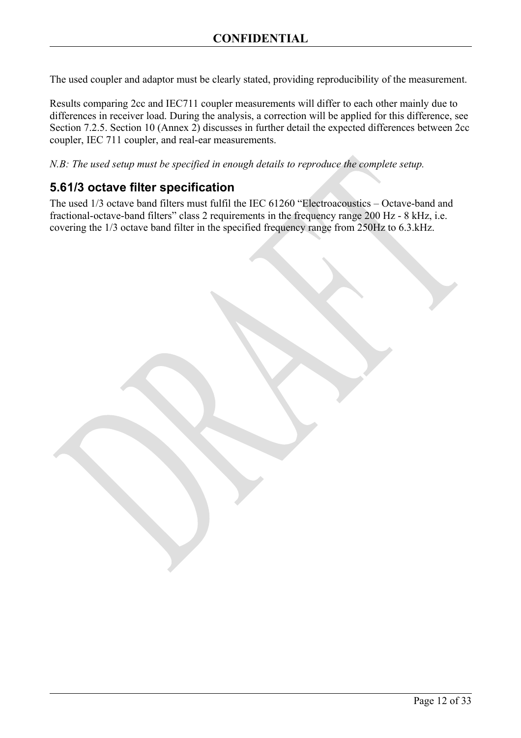The used coupler and adaptor must be clearly stated, providing reproducibility of the measurement.

Results comparing 2cc and IEC711 coupler measurements will differ to each other mainly due to differences in receiver load. During the analysis, a correction will be applied for this difference, see Section 7.2.5. Section 10 (Annex 2) discusses in further detail the expected differences between 2cc coupler, IEC 711 coupler, and real-ear measurements.

*N.B: The used setup must be specified in enough details to reproduce the complete setup.*

## 5.61/3 octave filter specification

The used 1/3 octave band filters must fulfil the IEC 61260 "Electroacoustics – Octave-band and fractional-octave-band filters" class 2 requirements in the frequency range 200 Hz - 8 kHz, i.e. covering the 1/3 octave band filter in the specified frequency range from 250Hz to 6.3.kHz.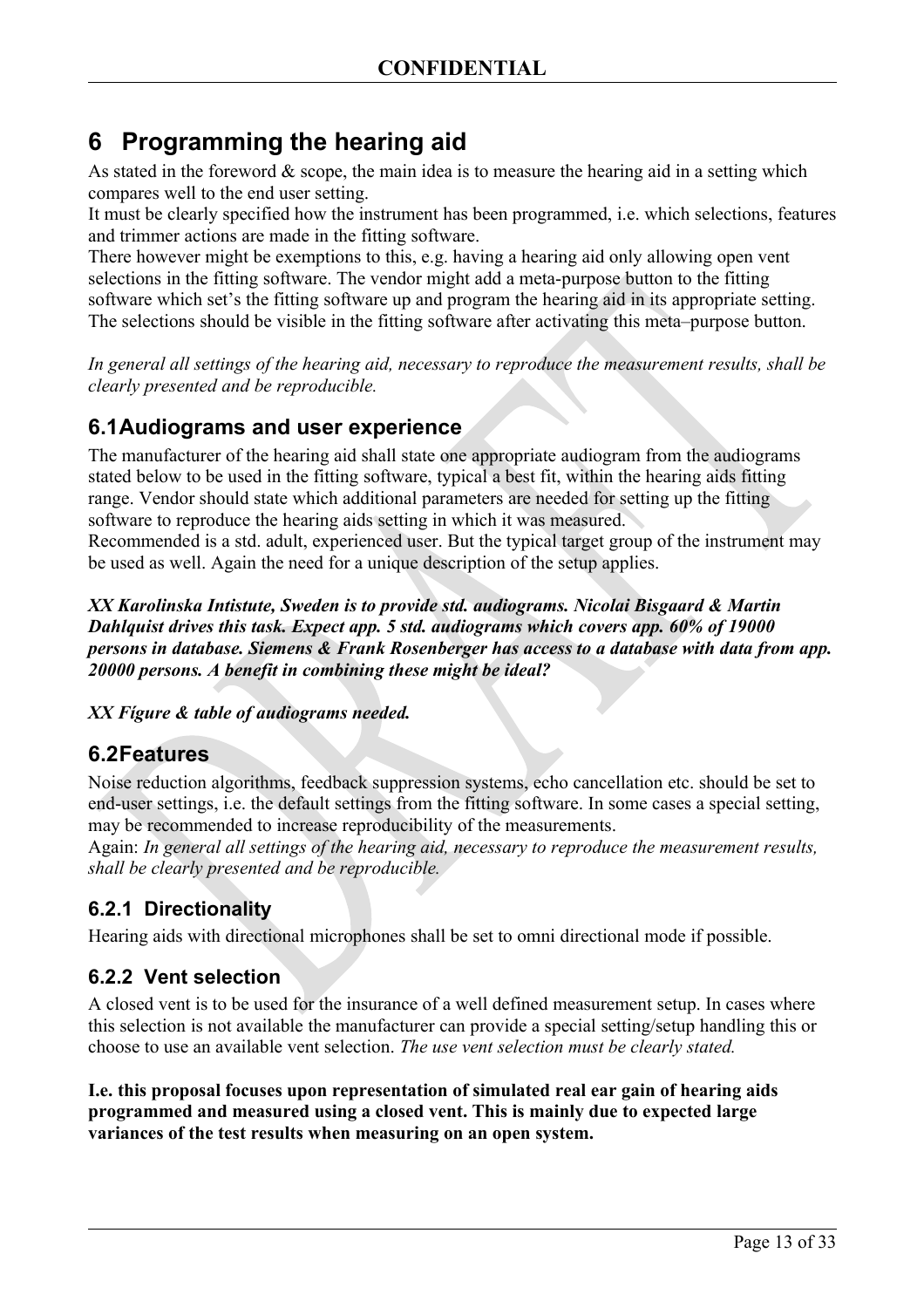# 6 Programming the hearing aid

As stated in the foreword & scope, the main idea is to measure the hearing aid in a setting which compares well to the end user setting.

It must be clearly specified how the instrument has been programmed, i.e. which selections, features and trimmer actions are made in the fitting software.

There however might be exemptions to this, e.g. having a hearing aid only allowing open vent selections in the fitting software. The vendor might add a meta-purpose button to the fitting software which set's the fitting software up and program the hearing aid in its appropriate setting. The selections should be visible in the fitting software after activating this meta–purpose button.

*In general all settings of the hearing aid, necessary to reproduce the measurement results, shall be clearly presented and be reproducible.*

## 6.1 Audiograms and user experience

The manufacturer of the hearing aid shall state one appropriate audiogram from the audiograms stated below to be used in the fitting software, typical a best fit, within the hearing aids fitting range. Vendor should state which additional parameters are needed for setting up the fitting software to reproduce the hearing aids setting in which it was measured.

Recommended is a std. adult, experienced user. But the typical target group of the instrument may be used as well. Again the need for a unique description of the setup applies.

***XX Karolinska Intistute, Sweden is to provide std. audiograms. Nicolai Bisgaard & Martin Dahlquist drives this task. Expect app. 5 std. audiograms which covers app. 60% of 19000 persons in database. Siemens & Frank Rosenberger has access to a database with data from app. 20000 persons. A benefit in combining these might be ideal?***

***XX Figure & table of audiograms needed.***

## 6.2 Features

Noise reduction algorithms, feedback suppression systems, echo cancellation etc. should be set to end-user settings, i.e. the default settings from the fitting software. In some cases a special setting, may be recommended to increase reproducibility of the measurements.

Again: *In general all settings of the hearing aid, necessary to reproduce the measurement results, shall be clearly presented and be reproducible.*

### 6.2.1 Directionality

Hearing aids with directional microphones shall be set to omni directional mode if possible.

### 6.2.2 Vent selection

A closed vent is to be used for the insurance of a well defined measurement setup. In cases where this selection is not available the manufacturer can provide a special setting/setup handling this or choose to use an available vent selection. *The use vent selection must be clearly stated.*

**I.e. this proposal focuses upon representation of simulated real ear gain of hearing aids programmed and measured using a closed vent. This is mainly due to expected large variances of the test results when measuring on an open system.**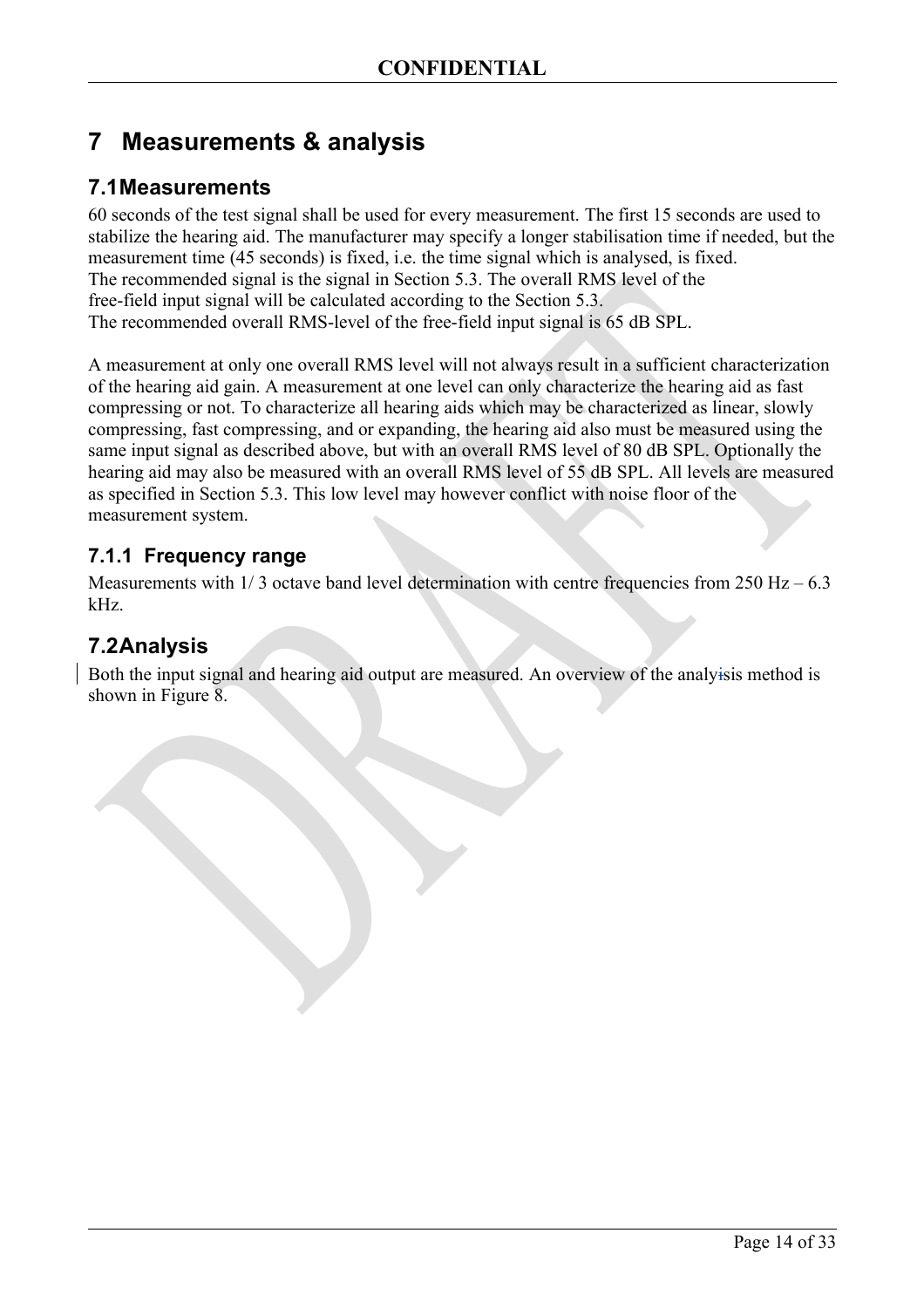# 7 Measurements & analysis

## 7.1 Measurements

60 seconds of the test signal shall be used for every measurement. The first 15 seconds are used to stabilize the hearing aid. The manufacturer may specify a longer stabilisation time if needed, but the measurement time (45 seconds) is fixed, i.e. the time signal which is analysed, is fixed.
The recommended signal is the signal in Section 5.3. The overall RMS level of the free-field input signal will be calculated according to the Section 5.3.
The recommended overall RMS-level of the free-field input signal is 65 dB SPL.

A measurement at only one overall RMS level will not always result in a sufficient characterization of the hearing aid gain. A measurement at one level can only characterize the hearing aid as fast compressing or not. To characterize all hearing aids which may be characterized as linear, slowly compressing, fast compressing, and or expanding, the hearing aid also must be measured using the same input signal as described above, but with an overall RMS level of 80 dB SPL. Optionally the hearing aid may also be measured with an overall RMS level of 55 dB SPL. All levels are measured as specified in Section 5.3. This low level may however conflict with noise floor of the measurement system.

### 7.1.1 Frequency range

Measurements with 1/ 3 octave band level determination with centre frequencies from 250 Hz – 6.3 kHz.

## 7.2 Analysis

Both the input signal and hearing aid output are measured. An overview of the analysis method is shown in Figure 8.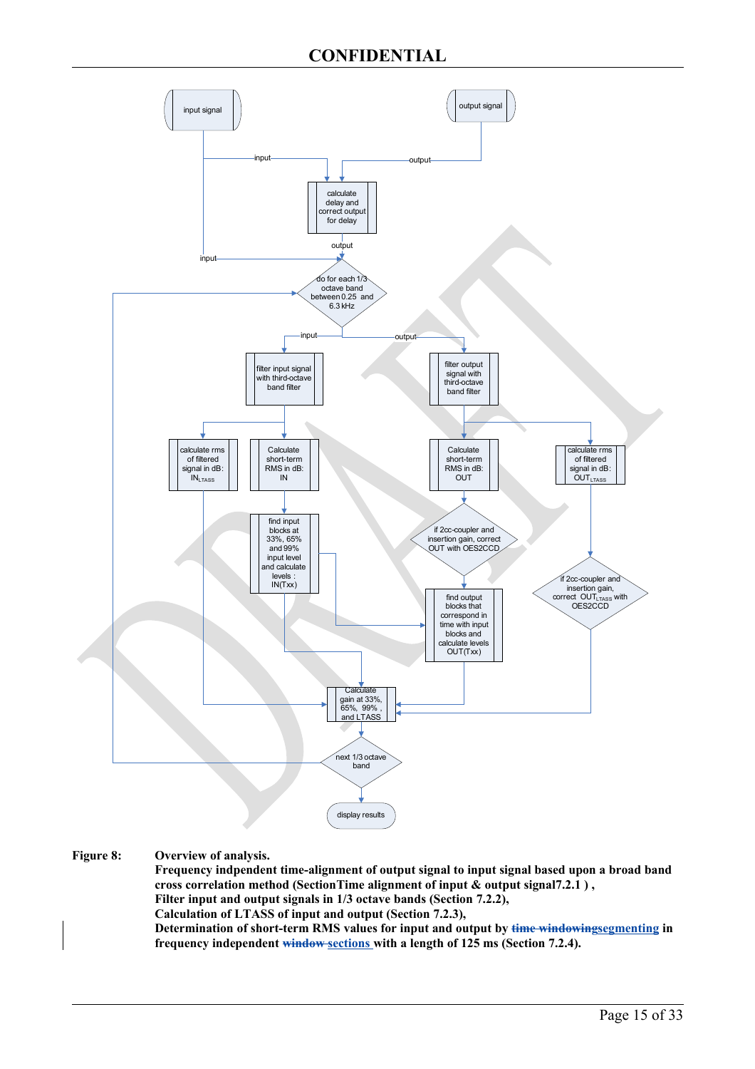- input signal
- output signal
- calculate delay and correct output for delay
- do for each 1/3 octave band between 0.25 and 6.3 kHz
- filter input signal with third-octave band filter
- filter output signal with third-octave band filter
- calculate rms of filtered signal in dB: $IN_{LTASS}$
- Calculate short-term RMS in dB: IN
- Calculate short-term RMS in dB: OUT
- calculate rms of filtered signal in dB: $OUT_{LTASS}$
- find input blocks at 33%, 65% and 99% input level and calculate levels : IN(Txx)
- if 2cc-coupler and insertion gain, correct OUT with OES2CCD
- if 2cc-coupler and insertion gain, correct $OUT_{LTASS}$ with OES2CCD
- find output blocks that correspond in time with input blocks and calculate levels OUT(Txx)
- Calculate gain at 33%, 65%, 99% , and LTASS
- next 1/3 octave band
- display results

**Figure 8:** **Overview of analysis.**
**Frequency indpendent time-alignment of output signal to input signal based upon a broad band cross correlation method (SectionTime alignment of input & output signal7.2.1 ) ,**
**Filter input and output signals in 1/3 octave bands (Section 7.2.2),**
**Calculation of LTASS of input and output (Section 7.2.3),**
**Determination of short-term RMS values for input and output by ~~time windowing~~segmenting in frequency independent ~~window~~ sections with a length of 125 ms (Section 7.2.4).**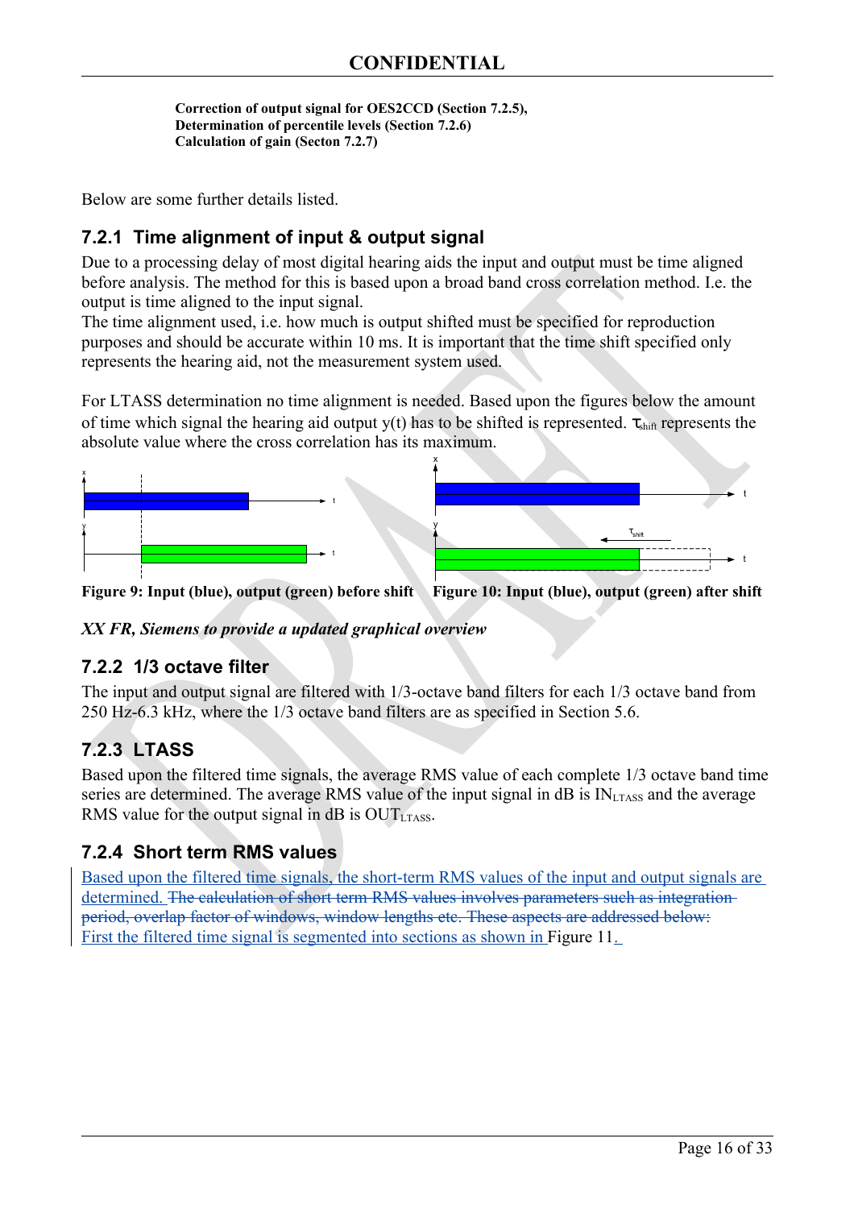**Correction of output signal for OES2CCD (Section 7.2.5),**
**Determination of percentile levels (Section 7.2.6)**
**Calculation of gain (Secton 7.2.7)**

Below are some further details listed.

### 7.2.1 Time alignment of input & output signal

Due to a processing delay of most digital hearing aids the input and output must be time aligned before analysis. The method for this is based upon a broad band cross correlation method. I.e. the output is time aligned to the input signal.
The time alignment used, i.e. how much is output shifted must be specified for reproduction purposes and should be accurate within 10 ms. It is important that the time shift specified only represents the hearing aid, not the measurement system used.

For LTASS determination no time alignment is needed. Based upon the figures below the amount of time which signal the hearing aid output y(t) has to be shifted is represented. $\tau_{shift}$ represents the absolute value where the cross correlation has its maximum.

**Figure 9: Input (blue), output (green) before shift** **Figure 10: Input (blue), output (green) after shift**

***XX FR, Siemens to provide a updated graphical overview***

### 7.2.2 1/3 octave filter

The input and output signal are filtered with 1/3-octave band filters for each 1/3 octave band from 250 Hz-6.3 kHz, where the 1/3 octave band filters are as specified in Section 5.6.

### 7.2.3 LTASS

Based upon the filtered time signals, the average RMS value of each complete 1/3 octave band time series are determined. The average RMS value of the input signal in dB is $IN_{LTASS}$ and the average RMS value for the output signal in dB is $OUT_{LTASS}$.

### 7.2.4 Short term RMS values

Based upon the filtered time signals, the short-term RMS values of the input and output signals are determined. ~~The calculation of short term RMS values involves parameters such as integration period, overlap factor of windows, window lengths etc. These aspects are addressed below:~~
First the filtered time signal is segmented into sections as shown in Figure 11.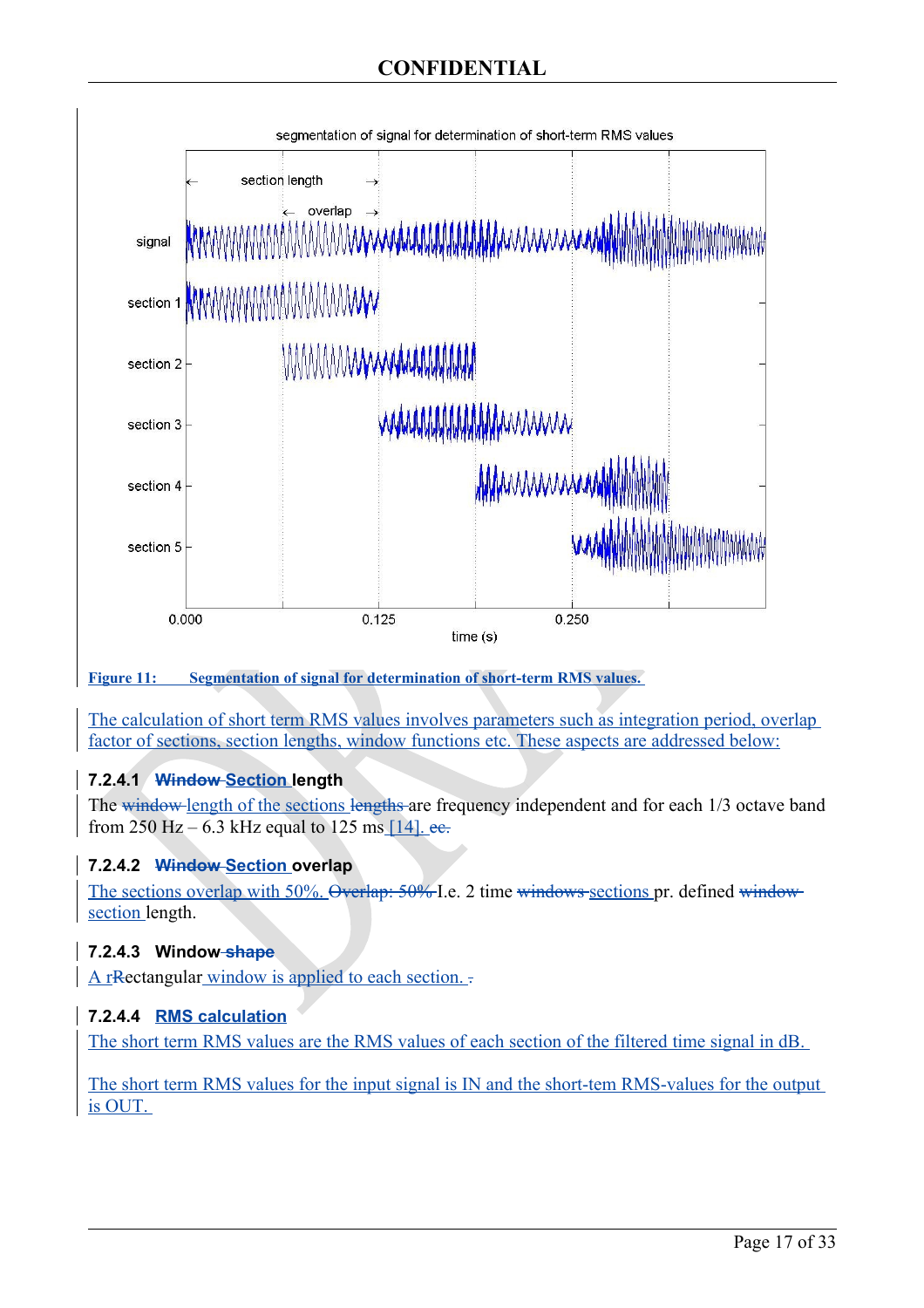**Figure 11: Segmentation of signal for determination of short-term RMS values.**

The calculation of short term RMS values involves parameters such as integration period, overlap factor of sections, section lengths, window functions etc. These aspects are addressed below:

#### 7.2.4.1 Section length

The length of the sections are frequency independent and for each 1/3 octave band from 250 Hz – 6.3 kHz equal to 125 ms [14].

#### 7.2.4.2 Section overlap

The sections overlap with 50%. I.e. 2 time sections pr. defined section length.

#### 7.2.4.3 Window

A rectangular window is applied to each section.

#### 7.2.4.4 RMS calculation

The short term RMS values are the RMS values of each section of the filtered time signal in dB.

The short term RMS values for the input signal is IN and the short-tem RMS-values for the output is OUT.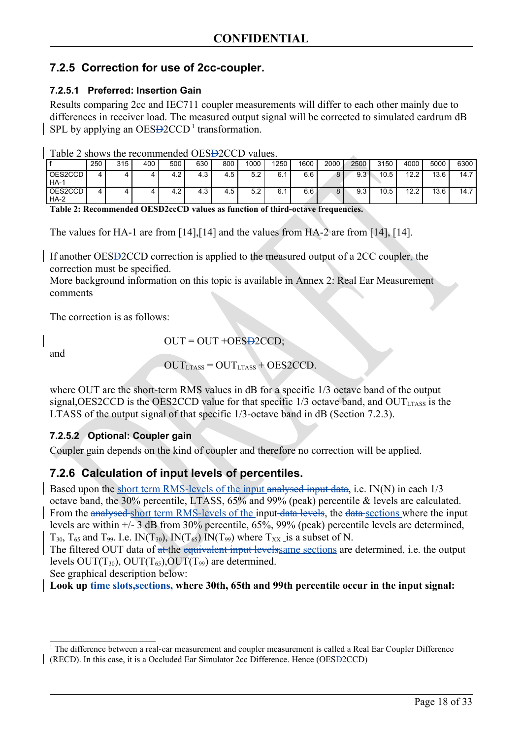## 7.2.5 Correction for use of 2cc-coupler.

### 7.2.5.1 Preferred: Insertion Gain

Results comparing 2cc and IEC711 coupler measurements will differ to each other mainly due to differences in receiver load. The measured output signal will be corrected to simulated eardrum dB SPL by applying an OESD2CCD [1] transformation.

Table 2 shows the recommended OESD2CCD values.

| f | 250 | 315 | 400 | 500 | 630 | 800 | 1000 | 1250 | 1600 | 2000 | 2500 | 3150 | 4000 | 5000 | 6300 |
|---|---|---|---|---|---|---|---|---|---|---|---|---|---|---|---|
| OES2CCD HA-1 | 4 | 4 | 4 | 4.2 | 4.3 | 4.5 | 5.2 | 6.1 | 6.6 | 8 | 9.3 | 10.5 | 12.2 | 13.6 | 14.7 |
| OES2CCD HA-2 | 4 | 4 | 4 | 4.2 | 4.3 | 4.5 | 5.2 | 6.1 | 6.6 | 8 | 9.3 | 10.5 | 12.2 | 13.6 | 14.7 |

**Table 2: Recommended OESD2ccCD values as function of third-octave frequencies.**

The values for HA-1 are from [14],[14] and the values from HA-2 are from [14], [14].

If another OESD2CCD correction is applied to the measured output of a 2CC coupler, the correction must be specified.
More background information on this topic is available in Annex 2: Real Ear Measurement comments

The correction is as follows:

$$OUT = OUT + OESD2CCD;$$

and

$$OUT_{LTASS} = OUT_{LTASS} + OES2CCD.$$

where OUT are the short-term RMS values in dB for a specific 1/3 octave band of the output signal,OES2CCD is the OES2CCD value for that specific 1/3 octave band, and $OUT_{LTASS}$ is the LTASS of the output signal of that specific 1/3-octave band in dB (Section 7.2.3).

### 7.2.5.2 Optional: Coupler gain

Coupler gain depends on the kind of coupler and therefore no correction will be applied.

## 7.2.6 Calculation of input levels of percentiles.

Based upon the short term RMS-levels of the input ~~analysed input data~~, i.e. IN(N) in each 1/3 octave band, the 30% percentile, LTASS, 65% and 99% (peak) percentile & levels are calculated.
From the ~~analysed~~ short term RMS-levels of the input ~~data levels~~, the ~~data~~ sections where the input levels are within +/- 3 dB from 30% percentile, 65%, 99% (peak) percentile levels are determined, $T_{30}$, $T_{65}$ and $T_{99}$. I.e. $IN(T_{30})$, $IN(T_{65})$ $IN(T_{99})$ where $T_{XX}$ is a subset of N.
The filtered OUT data of ~~at~~ the ~~equivalent input levels~~same sections are determined, i.e. the output levels $OUT(T_{30})$, $OUT(T_{65})$,$OUT(T_{99})$ are determined.
See graphical description below:
**Look up ~~time slots,~~sections, where 30th, 65th and 99th percentile occur in the input signal:**

[1] The difference between a real-ear measurement and coupler measurement is called a Real Ear Coupler Difference (RECD). In this case, it is a Occluded Ear Simulator 2cc Difference. Hence (OESD2CCD)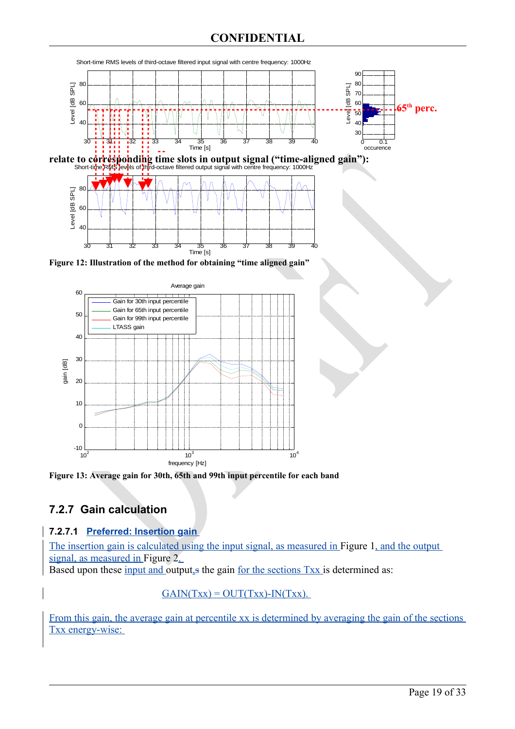relate to corresponding time slots in output signal ("time-aligned gain"):

Figure 12: Illustration of the method for obtaining "time aligned gain"

Figure 13: Average gain for 30th, 65th and 99th input percentile for each band

## 7.2.7 Gain calculation

### 7.2.7.1 Preferred: Insertion gain

The insertion gain is calculated using the input signal, as measured in Figure 1, and the output signal, as measured in Figure 2.

Based upon these input and output, the gain for the sections Txx is determined as:

$$GAIN(Txx) = OUT(Txx)-IN(Txx).$$

From this gain, the average gain at percentile xx is determined by averaging the gain of the sections Txx energy-wise: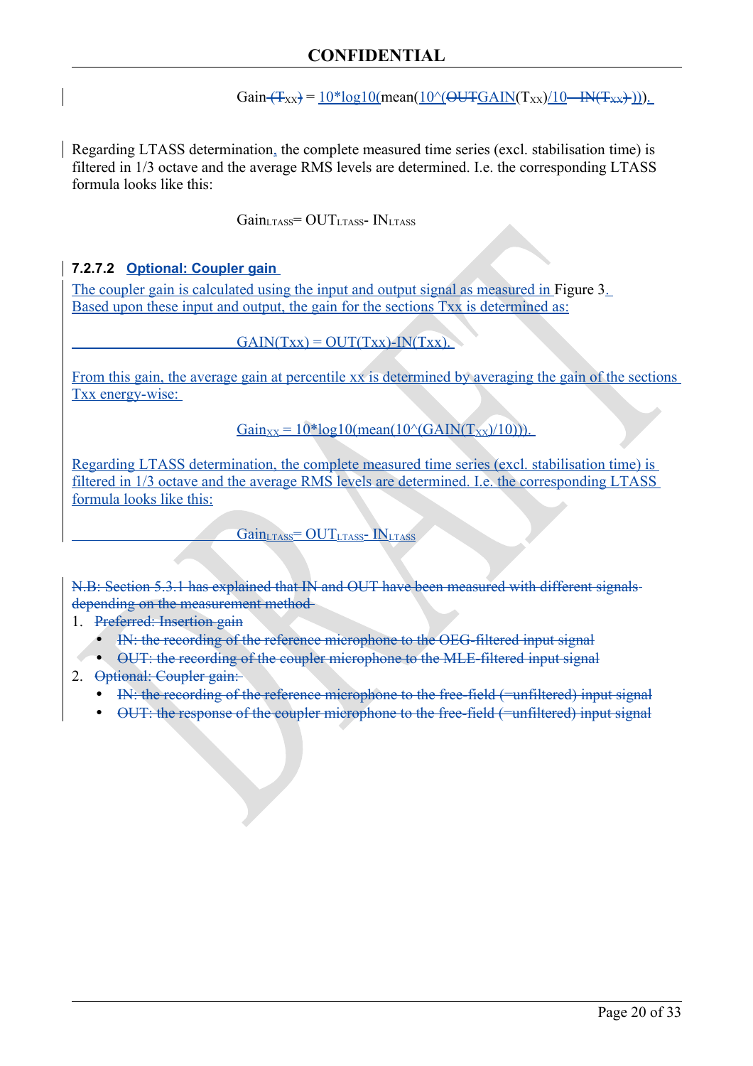$$Gain = 10*\log10(mean(10\^(GAIN(T_{XX})/10))).$$

Regarding LTASS determination, the complete measured time series (excl. stabilisation time) is filtered in 1/3 octave and the average RMS levels are determined. I.e. the corresponding LTASS formula looks like this:

$$Gain_{LTASS} = OUT_{LTASS} - IN_{LTASS}$$

#### 7.2.7.2 Optional: Coupler gain

The coupler gain is calculated using the input and output signal as measured in Figure 3. Based upon these input and output, the gain for the sections Txx is determined as:

$$GAIN(Txx) = OUT(Txx)-IN(Txx).$$

From this gain, the average gain at percentile xx is determined by averaging the gain of the sections Txx energy-wise:

$$Gain_{XX} = 10*\log10(mean(10\^(GAIN(T_{XX})/10))).$$

Regarding LTASS determination, the complete measured time series (excl. stabilisation time) is filtered in 1/3 octave and the average RMS levels are determined. I.e. the corresponding LTASS formula looks like this:

$$Gain_{LTASS} = OUT_{LTASS} - IN_{LTASS}$$

~~N.B: Section 5.3.1 has explained that IN and OUT have been measured with different signals depending on the measurement method~~

1. ~~Preferred: Insertion gain~~
   - ~~IN: the recording of the reference microphone to the OEG-filtered input signal~~
   - ~~OUT: the recording of the coupler microphone to the MLE-filtered input signal~~
2. ~~Optional: Coupler gain:~~
   - ~~IN: the recording of the reference microphone to the free-field (=unfiltered) input signal~~
   - ~~OUT: the response of the coupler microphone to the free-field (=unfiltered) input signal~~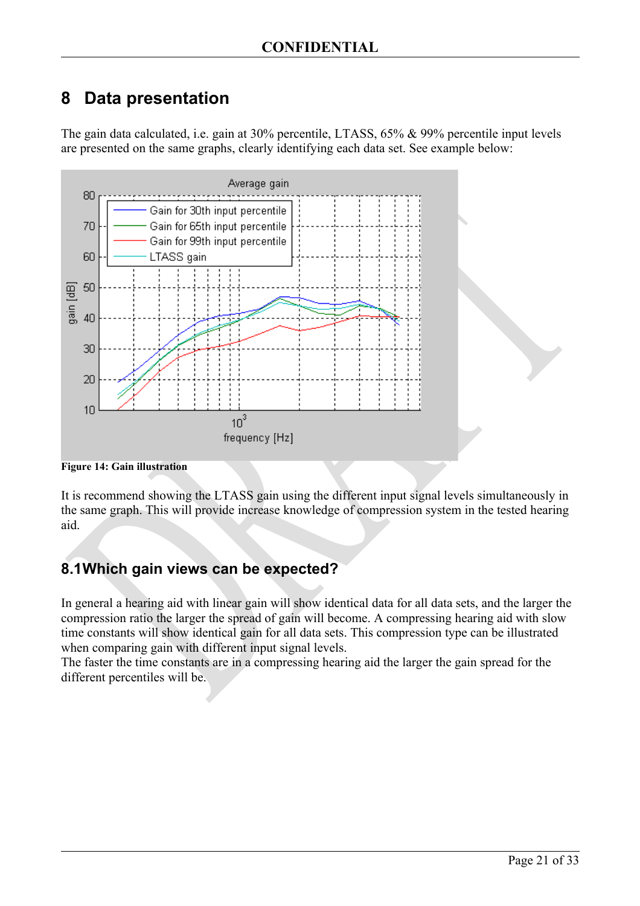# 8 Data presentation

The gain data calculated, i.e. gain at 30% percentile, LTASS, 65% & 99% percentile input levels are presented on the same graphs, clearly identifying each data set. See example below:

**Figure 14: Gain illustration**

It is recommend showing the LTASS gain using the different input signal levels simultaneously in the same graph. This will provide increase knowledge of compression system in the tested hearing aid.

## 8.1 Which gain views can be expected?

In general a hearing aid with linear gain will show identical data for all data sets, and the larger the compression ratio the larger the spread of gain will become. A compressing hearing aid with slow time constants will show identical gain for all data sets. This compression type can be illustrated when comparing gain with different input signal levels.
The faster the time constants are in a compressing hearing aid the larger the gain spread for the different percentiles will be.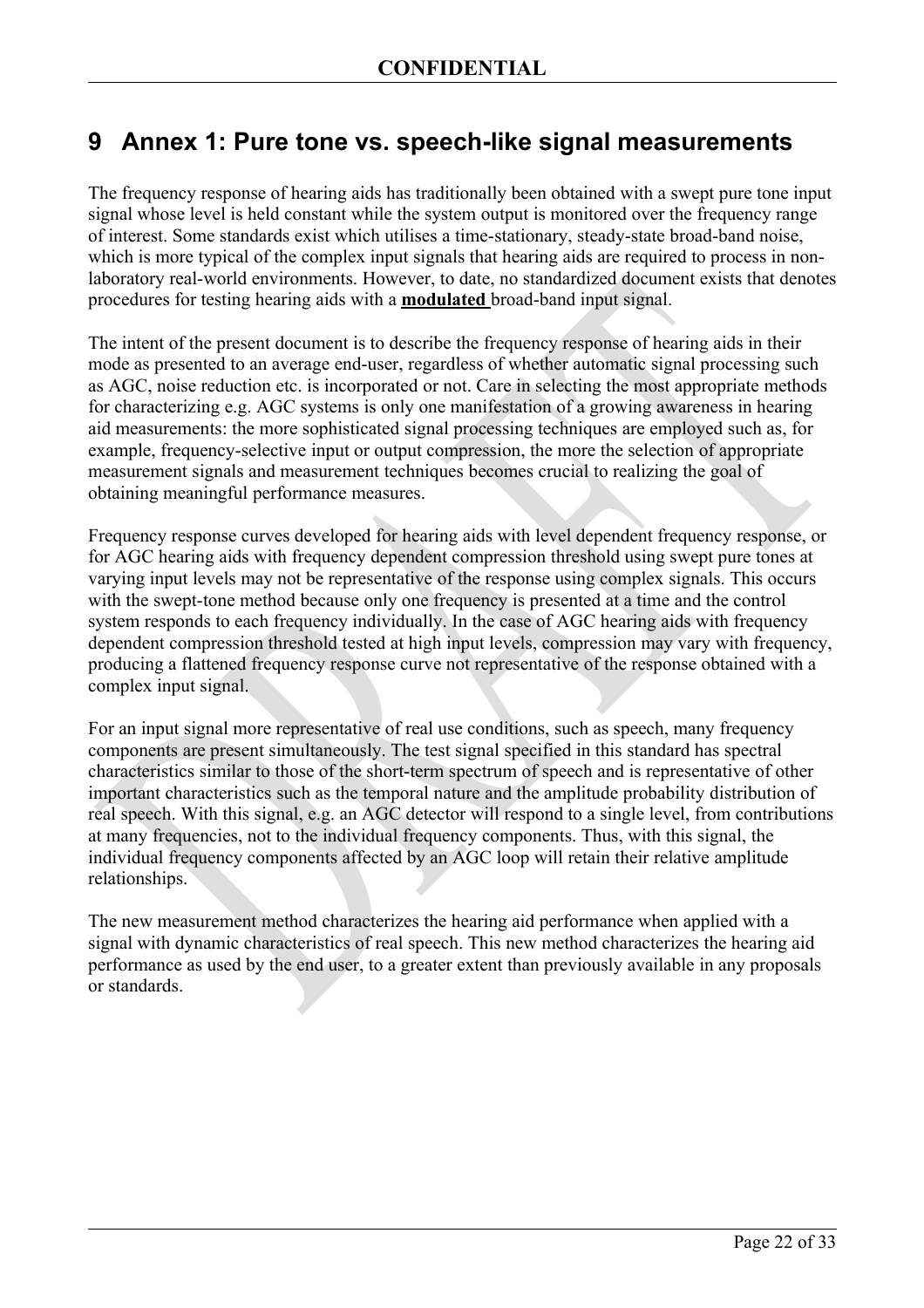# 9 Annex 1: Pure tone vs. speech-like signal measurements

The frequency response of hearing aids has traditionally been obtained with a swept pure tone input signal whose level is held constant while the system output is monitored over the frequency range of interest. Some standards exist which utilises a time-stationary, steady-state broad-band noise, which is more typical of the complex input signals that hearing aids are required to process in non-laboratory real-world environments. However, to date, no standardized document exists that denotes procedures for testing hearing aids with a **modulated** broad-band input signal.

The intent of the present document is to describe the frequency response of hearing aids in their mode as presented to an average end-user, regardless of whether automatic signal processing such as AGC, noise reduction etc. is incorporated or not. Care in selecting the most appropriate methods for characterizing e.g. AGC systems is only one manifestation of a growing awareness in hearing aid measurements: the more sophisticated signal processing techniques are employed such as, for example, frequency-selective input or output compression, the more the selection of appropriate measurement signals and measurement techniques becomes crucial to realizing the goal of obtaining meaningful performance measures.

Frequency response curves developed for hearing aids with level dependent frequency response, or for AGC hearing aids with frequency dependent compression threshold using swept pure tones at varying input levels may not be representative of the response using complex signals. This occurs with the swept-tone method because only one frequency is presented at a time and the control system responds to each frequency individually. In the case of AGC hearing aids with frequency dependent compression threshold tested at high input levels, compression may vary with frequency, producing a flattened frequency response curve not representative of the response obtained with a complex input signal.

For an input signal more representative of real use conditions, such as speech, many frequency components are present simultaneously. The test signal specified in this standard has spectral characteristics similar to those of the short-term spectrum of speech and is representative of other important characteristics such as the temporal nature and the amplitude probability distribution of real speech. With this signal, e.g. an AGC detector will respond to a single level, from contributions at many frequencies, not to the individual frequency components. Thus, with this signal, the individual frequency components affected by an AGC loop will retain their relative amplitude relationships.

The new measurement method characterizes the hearing aid performance when applied with a signal with dynamic characteristics of real speech. This new method characterizes the hearing aid performance as used by the end user, to a greater extent than previously available in any proposals or standards.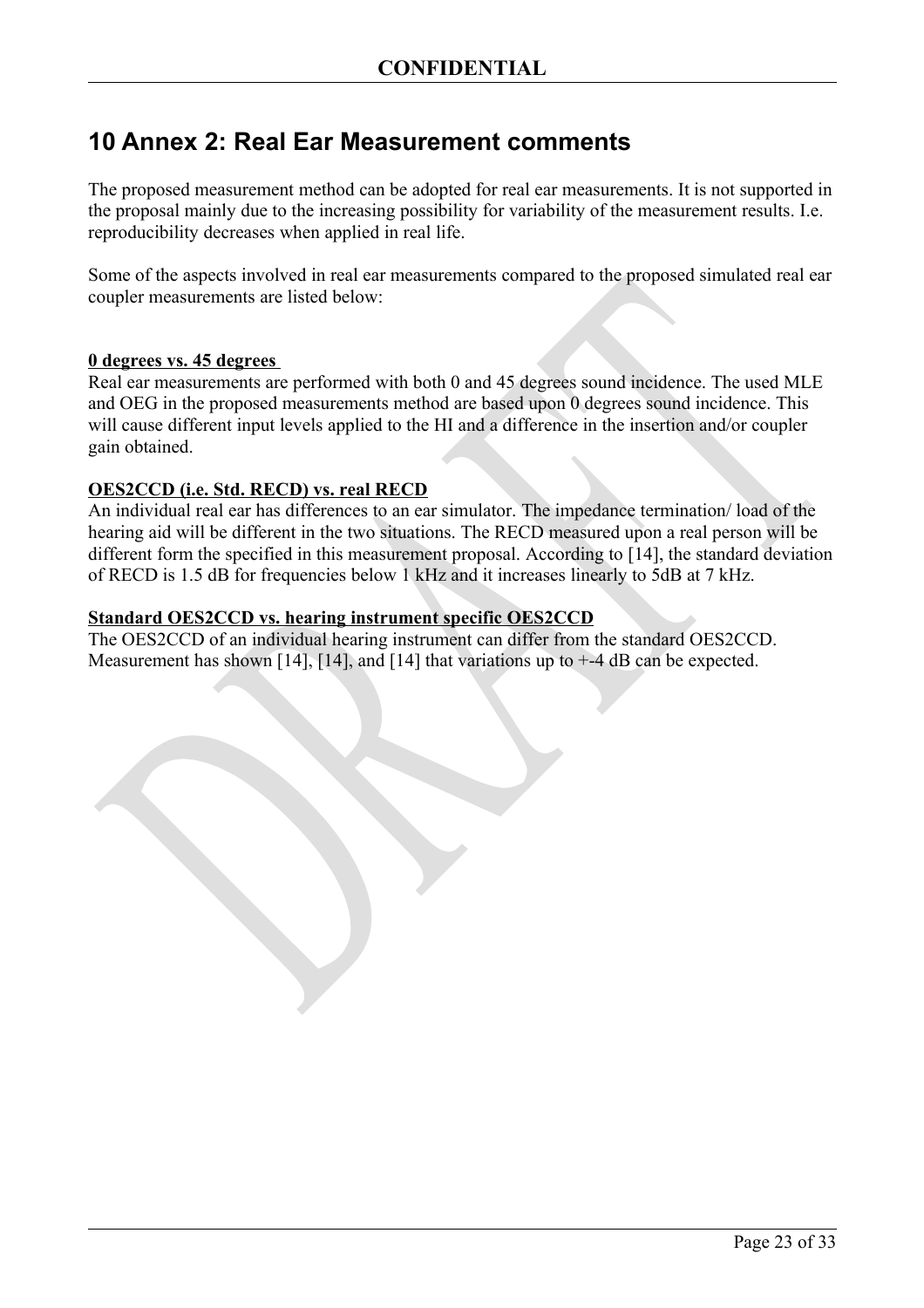# 10 Annex 2: Real Ear Measurement comments

The proposed measurement method can be adopted for real ear measurements. It is not supported in the proposal mainly due to the increasing possibility for variability of the measurement results. I.e. reproducibility decreases when applied in real life.

Some of the aspects involved in real ear measurements compared to the proposed simulated real ear coupler measurements are listed below:

**0 degrees vs. 45 degrees**

Real ear measurements are performed with both 0 and 45 degrees sound incidence. The used MLE and OEG in the proposed measurements method are based upon 0 degrees sound incidence. This will cause different input levels applied to the HI and a difference in the insertion and/or coupler gain obtained.

**OES2CCD (i.e. Std. RECD) vs. real RECD**

An individual real ear has differences to an ear simulator. The impedance termination/ load of the hearing aid will be different in the two situations. The RECD measured upon a real person will be different form the specified in this measurement proposal. According to [14], the standard deviation of RECD is 1.5 dB for frequencies below 1 kHz and it increases linearly to 5dB at 7 kHz.

**Standard OES2CCD vs. hearing instrument specific OES2CCD**

The OES2CCD of an individual hearing instrument can differ from the standard OES2CCD. Measurement has shown [14], [14], and [14] that variations up to +-4 dB can be expected.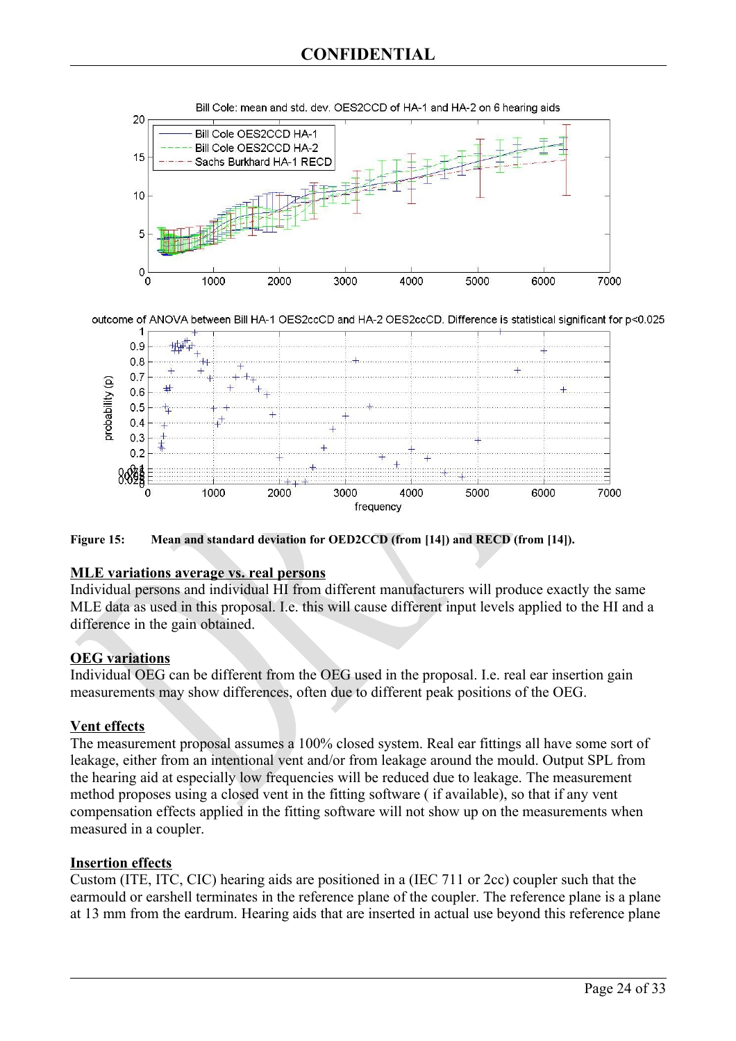Figure 15: Mean and standard deviation for OED2CCD (from [14]) and RECD (from [14]).

**MLE variations average vs. real persons**

Individual persons and individual HI from different manufacturers will produce exactly the same MLE data as used in this proposal. I.e. this will cause different input levels applied to the HI and a difference in the gain obtained.

**OEG variations**

Individual OEG can be different from the OEG used in the proposal. I.e. real ear insertion gain measurements may show differences, often due to different peak positions of the OEG.

**Vent effects**

The measurement proposal assumes a 100% closed system. Real ear fittings all have some sort of leakage, either from an intentional vent and/or from leakage around the mould. Output SPL from the hearing aid at especially low frequencies will be reduced due to leakage. The measurement method proposes using a closed vent in the fitting software ( if available), so that if any vent compensation effects applied in the fitting software will not show up on the measurements when measured in a coupler.

**Insertion effects**

Custom (ITE, ITC, CIC) hearing aids are positioned in a (IEC 711 or 2cc) coupler such that the earmould or earshell terminates in the reference plane of the coupler. The reference plane is a plane at 13 mm from the eardrum. Hearing aids that are inserted in actual use beyond this reference plane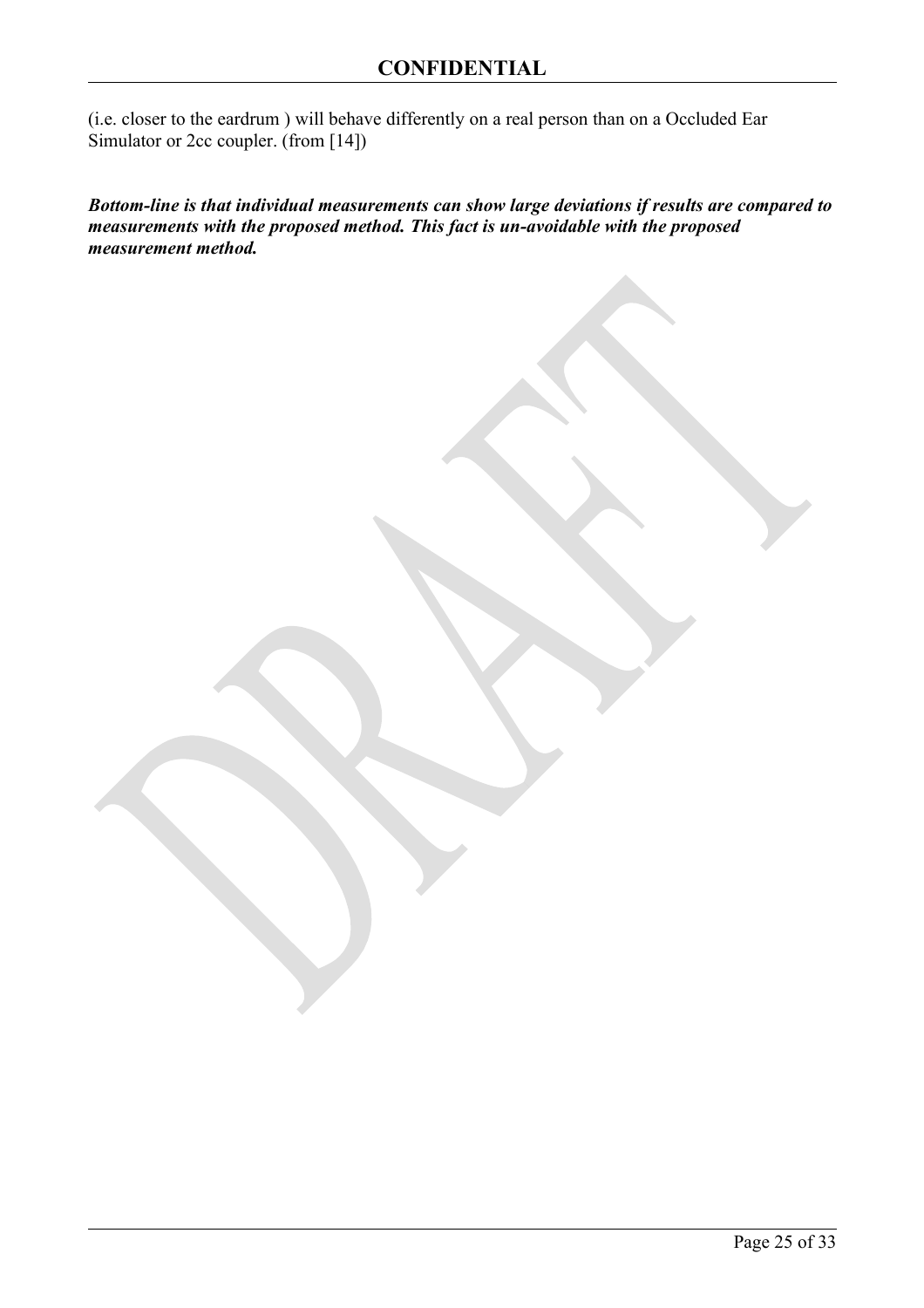(i.e. closer to the eardrum ) will behave differently on a real person than on a Occluded Ear Simulator or 2cc coupler. (from [14])

***Bottom-line is that individual measurements can show large deviations if results are compared to measurements with the proposed method. This fact is un-avoidable with the proposed measurement method.***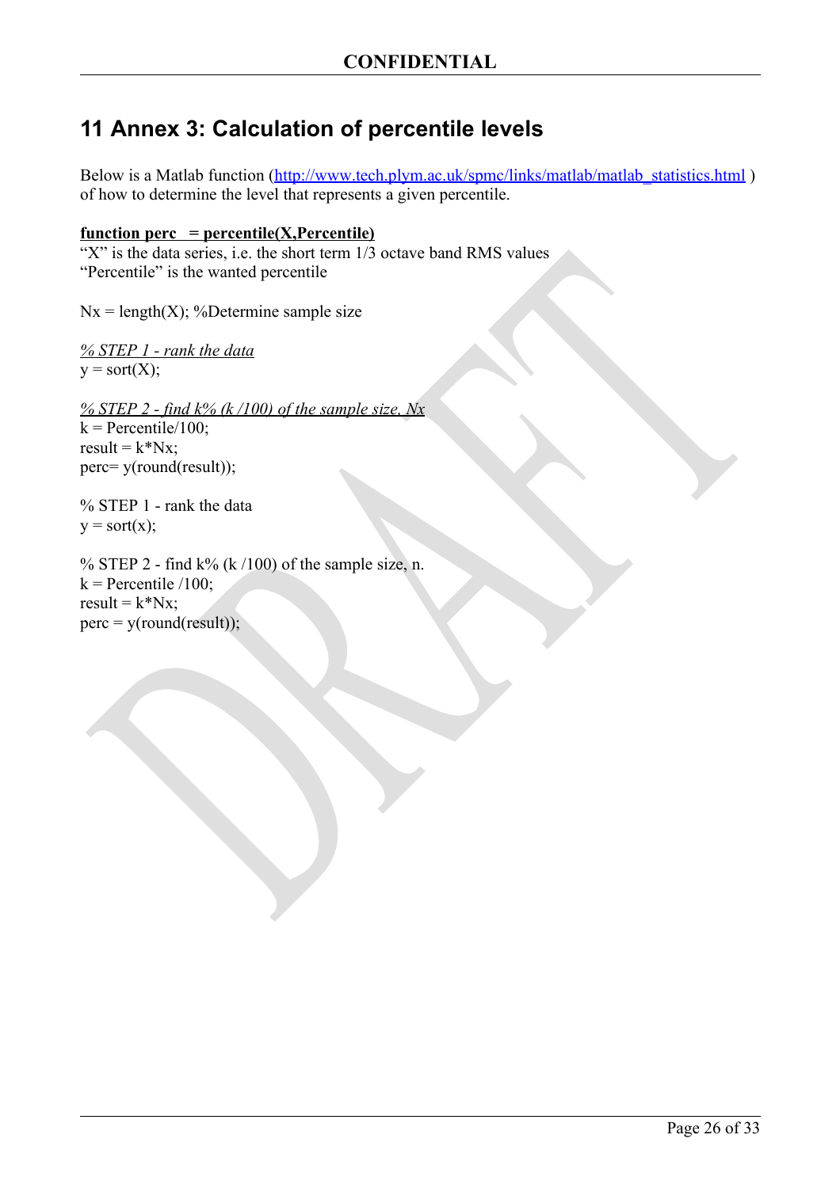# 11 Annex 3: Calculation of percentile levels

Below is a Matlab function (http://www.tech.plym.ac.uk/spmc/links/matlab/matlab_statistics.html ) of how to determine the level that represents a given percentile.

**function perc = percentile(X,Percentile)**

"X" is the data series, i.e. the short term 1/3 octave band RMS values
"Percentile" is the wanted percentile

Nx = length(X); %Determine sample size

*% STEP 1 - rank the data*
y = sort(X);

*% STEP 2 - find k% (k /100) of the sample size, Nx*
k = Percentile/100;
result = k*Nx;
perc= y(round(result));

% STEP 1 - rank the data
y = sort(x);

% STEP 2 - find k% (k /100) of the sample size, n.
k = Percentile /100;
result = k*Nx;
perc = y(round(result));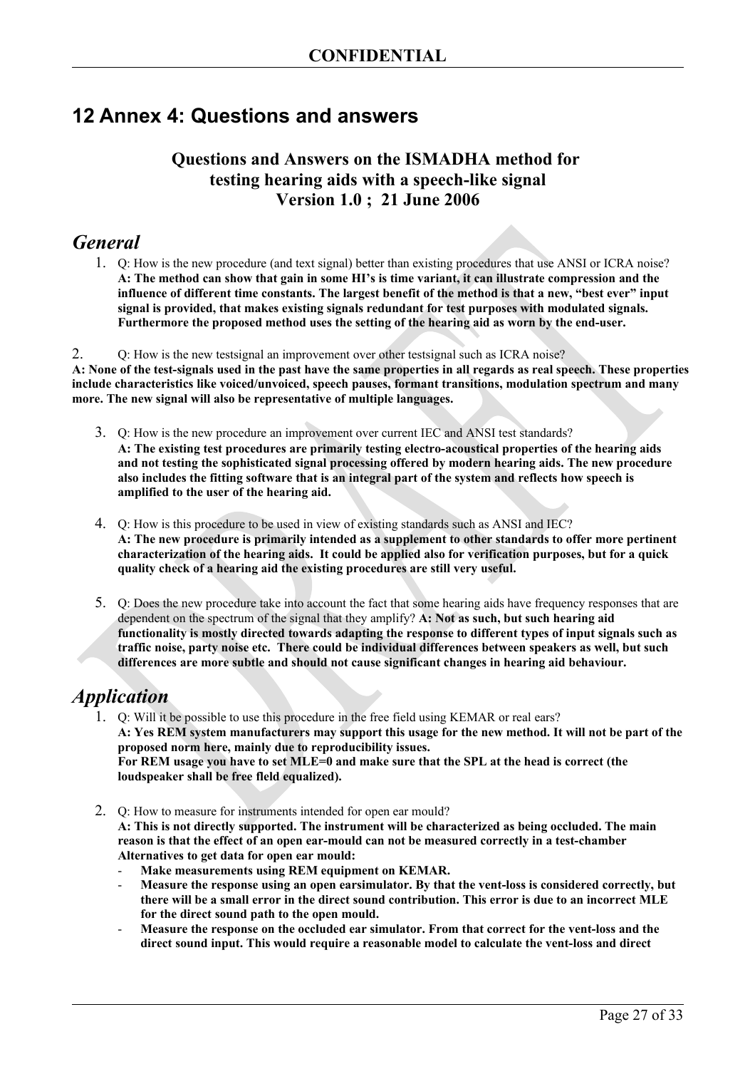# 12 Annex 4: Questions and answers

### Questions and Answers on the ISMADHA method for testing hearing aids with a speech-like signal Version 1.0 ; 21 June 2006

## *General*

1. Q: How is the new procedure (and text signal) better than existing procedures that use ANSI or ICRA noise?
**A: The method can show that gain in some HI's is time variant, it can illustrate compression and the influence of different time constants. The largest benefit of the method is that a new, "best ever" input signal is provided, that makes existing signals redundant for test purposes with modulated signals. Furthermore the proposed method uses the setting of the hearing aid as worn by the end-user.**

2. Q: How is the new testsignal an improvement over other testsignal such as ICRA noise?
**A: None of the test-signals used in the past have the same properties in all regards as real speech. These properties include characteristics like voiced/unvoiced, speech pauses, formant transitions, modulation spectrum and many more. The new signal will also be representative of multiple languages.**

3. Q: How is the new procedure an improvement over current IEC and ANSI test standards?
**A: The existing test procedures are primarily testing electro-acoustical properties of the hearing aids and not testing the sophisticated signal processing offered by modern hearing aids. The new procedure also includes the fitting software that is an integral part of the system and reflects how speech is amplified to the user of the hearing aid.**

4. Q: How is this procedure to be used in view of existing standards such as ANSI and IEC?
**A: The new procedure is primarily intended as a supplement to other standards to offer more pertinent characterization of the hearing aids. It could be applied also for verification purposes, but for a quick quality check of a hearing aid the existing procedures are still very useful.**

5. Q: Does the new procedure take into account the fact that some hearing aids have frequency responses that are dependent on the spectrum of the signal that they amplify? **A: Not as such, but such hearing aid functionality is mostly directed towards adapting the response to different types of input signals such as traffic noise, party noise etc. There could be individual differences between speakers as well, but such differences are more subtle and should not cause significant changes in hearing aid behaviour.**

## *Application*

1. Q: Will it be possible to use this procedure in the free field using KEMAR or real ears?
**A: Yes REM system manufacturers may support this usage for the new method. It will not be part of the proposed norm here, mainly due to reproducibility issues.**
**For REM usage you have to set MLE=0 and make sure that the SPL at the head is correct (the loudspeaker shall be free fleld equalized).**

2. Q: How to measure for instruments intended for open ear mould?
**A: This is not directly supported. The instrument will be characterized as being occluded. The main reason is that the effect of an open ear-mould can not be measured correctly in a test-chamber**
**Alternatives to get data for open ear mould:**
   - **Make measurements using REM equipment on KEMAR.**
   - **Measure the response using an open earsimulator. By that the vent-loss is considered correctly, but there will be a small error in the direct sound contribution. This error is due to an incorrect MLE for the direct sound path to the open mould.**
   - **Measure the response on the occluded ear simulator. From that correct for the vent-loss and the direct sound input. This would require a reasonable model to calculate the vent-loss and direct**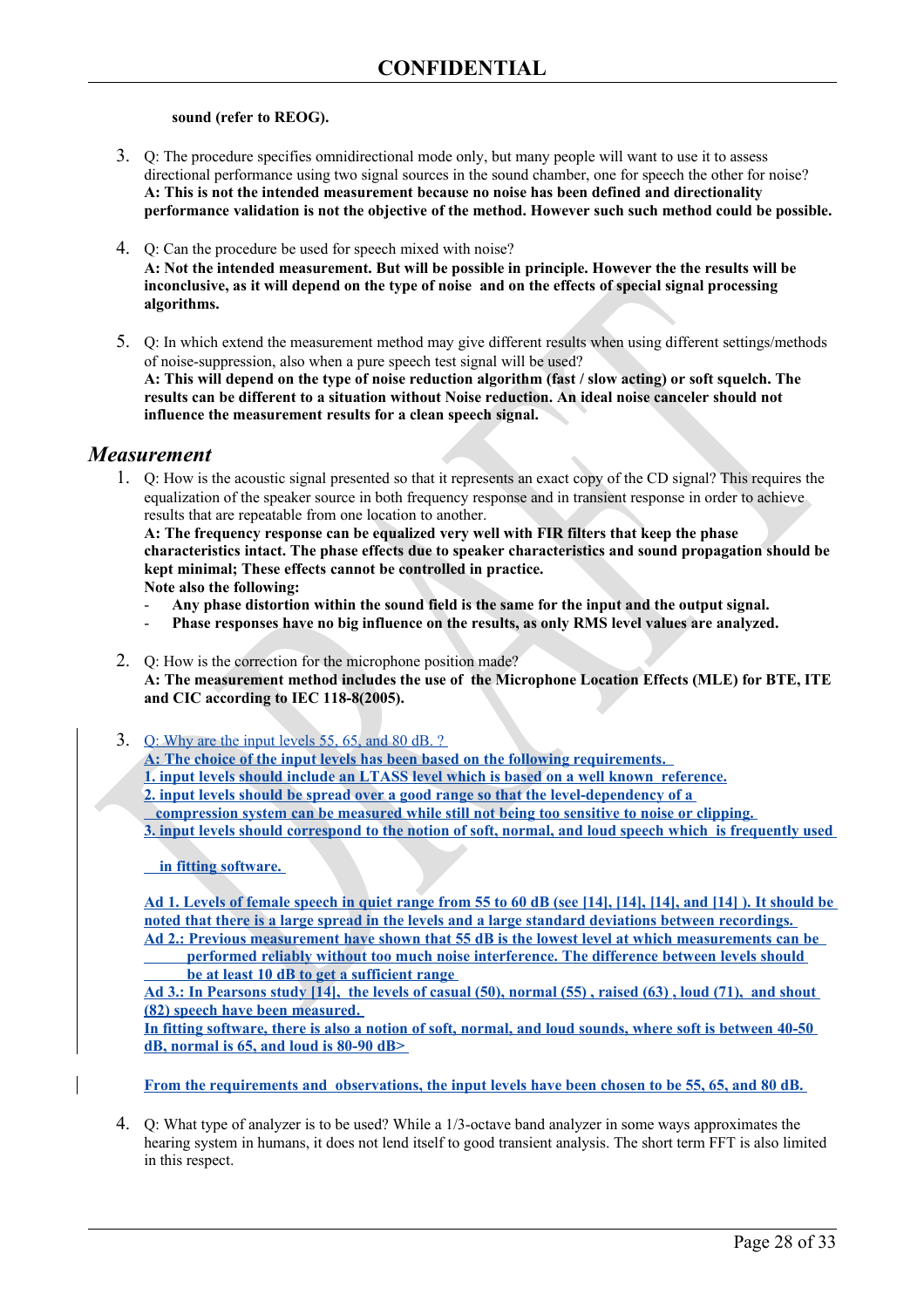**sound (refer to REOG).**

3. Q: The procedure specifies omnidirectional mode only, but many people will want to use it to assess directional performance using two signal sources in the sound chamber, one for speech the other for noise?
**A: This is not the intended measurement because no noise has been defined and directionality performance validation is not the objective of the method. However such such method could be possible.**

4. Q: Can the procedure be used for speech mixed with noise?
**A: Not the intended measurement. But will be possible in principle. However the the results will be inconclusive, as it will depend on the type of noise and on the effects of special signal processing algorithms.**

5. Q: In which extend the measurement method may give different results when using different settings/methods of noise-suppression, also when a pure speech test signal will be used?
**A: This will depend on the type of noise reduction algorithm (fast / slow acting) or soft squelch. The results can be different to a situation without Noise reduction. An ideal noise canceler should not influence the measurement results for a clean speech signal.**

## *Measurement*

1. Q: How is the acoustic signal presented so that it represents an exact copy of the CD signal? This requires the equalization of the speaker source in both frequency response and in transient response in order to achieve results that are repeatable from one location to another.
**A: The frequency response can be equalized very well with FIR filters that keep the phase characteristics intact. The phase effects due to speaker characteristics and sound propagation should be kept minimal; These effects cannot be controlled in practice.**
**Note also the following:**
   - **Any phase distortion within the sound field is the same for the input and the output signal.**
   - **Phase responses have no big influence on the results, as only RMS level values are analyzed.**

2. Q: How is the correction for the microphone position made?
**A: The measurement method includes the use of the Microphone Location Effects (MLE) for BTE, ITE and CIC according to IEC 118-8(2005).**

3. Q: Why are the input levels 55, 65, and 80 dB. ?
**A: The choice of the input levels has been based on the following requirements.**
**1. input levels should include an LTASS level which is based on a well known reference.**
**2. input levels should be spread over a good range so that the level-dependency of a compression system can be measured while still not being too sensitive to noise or clipping.**
**3. input levels should correspond to the notion of soft, normal, and loud speech which is frequently used in fitting software.**

   **Ad 1. Levels of female speech in quiet range from 55 to 60 dB (see [14], [14], [14], and [14] ). It should be noted that there is a large spread in the levels and a large standard deviations between recordings.**
   **Ad 2.: Previous measurement have shown that 55 dB is the lowest level at which measurements can be performed reliably without too much noise interference. The difference between levels should be at least 10 dB to get a sufficient range**
   **Ad 3.: In Pearsons study [14], the levels of casual (50), normal (55) , raised (63) , loud (71), and shout (82) speech have been measured.**
   **In fitting software, there is also a notion of soft, normal, and loud sounds, where soft is between 40-50 dB, normal is 65, and loud is 80-90 dB>**

   **From the requirements and observations, the input levels have been chosen to be 55, 65, and 80 dB.**

4. Q: What type of analyzer is to be used? While a 1/3-octave band analyzer in some ways approximates the hearing system in humans, it does not lend itself to good transient analysis. The short term FFT is also limited in this respect.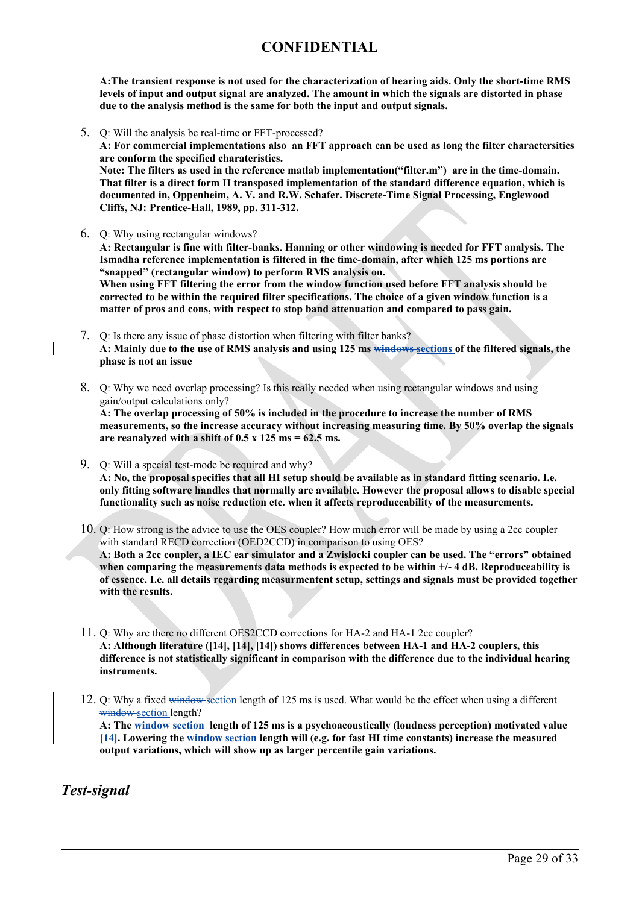**A:The transient response is not used for the characterization of hearing aids. Only the short-time RMS levels of input and output signal are analyzed. The amount in which the signals are distorted in phase due to the analysis method is the same for both the input and output signals.**

5. Q: Will the analysis be real-time or FFT-processed?
   **A: For commercial implementations also an FFT approach can be used as long the filter charactersitics are conform the specified charateristics.**
   **Note: The filters as used in the reference matlab implementation("filter.m") are in the time-domain. That filter is a direct form II transposed implementation of the standard difference equation, which is documented in, Oppenheim, A. V. and R.W. Schafer. Discrete-Time Signal Processing, Englewood Cliffs, NJ: Prentice-Hall, 1989, pp. 311-312.**

6. Q: Why using rectangular windows?
   **A: Rectangular is fine with filter-banks. Hanning or other windowing is needed for FFT analysis. The Ismadha reference implementation is filtered in the time-domain, after which 125 ms portions are "snapped" (rectangular window) to perform RMS analysis on.**
   **When using FFT filtering the error from the window function used before FFT analysis should be corrected to be within the required filter specifications. The choice of a given window function is a matter of pros and cons, with respect to stop band attenuation and compared to pass gain.**

7. Q: Is there any issue of phase distortion when filtering with filter banks?
   **A: Mainly due to the use of RMS analysis and using 125 ms ~~windows~~ sections of the filtered signals, the phase is not an issue**

8. Q: Why we need overlap processing? Is this really needed when using rectangular windows and using gain/output calculations only?
   **A: The overlap processing of 50% is included in the procedure to increase the number of RMS measurements, so the increase accuracy without increasing measuring time. By 50% overlap the signals are reanalyzed with a shift of 0.5 x 125 ms = 62.5 ms.**

9. Q: Will a special test-mode be required and why?
   **A: No, the proposal specifies that all HI setup should be available as in standard fitting scenario. I.e. only fitting software handles that normally are available. However the proposal allows to disable special functionality such as noise reduction etc. when it affects reproduceability of the measurements.**

10. Q: How strong is the advice to use the OES coupler? How much error will be made by using a 2cc coupler with standard RECD correction (OED2CCD) in comparison to using OES?
    **A: Both a 2cc coupler, a IEC ear simulator and a Zwislocki coupler can be used. The "errors" obtained when comparing the measurements data methods is expected to be within +/- 4 dB. Reproduceability is of essence. I.e. all details regarding measurmentent setup, settings and signals must be provided together with the results.**

11. Q: Why are there no different OES2CCD corrections for HA-2 and HA-1 2cc coupler?
    **A: Although literature ([14], [14], [14]) shows differences between HA-1 and HA-2 couplers, this difference is not statistically significant in comparison with the difference due to the individual hearing instruments.**

12. Q: Why a fixed ~~window~~ section length of 125 ms is used. What would be the effect when using a different ~~window~~ section length?
    **A: The ~~window~~ section length of 125 ms is a psychoacoustically (loudness perception) motivated value [14]. Lowering the ~~window~~ section length will (e.g. for fast HI time constants) increase the measured output variations, which will show up as larger percentile gain variations.**

## *Test-signal*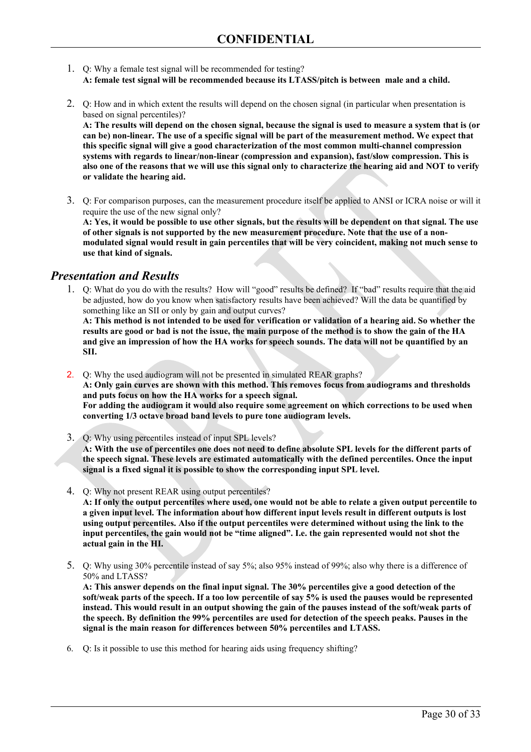1. Q: Why a female test signal will be recommended for testing?
   **A: female test signal will be recommended because its LTASS/pitch is between male and a child.**

2. Q: How and in which extent the results will depend on the chosen signal (in particular when presentation is based on signal percentiles)?
   **A: The results will depend on the chosen signal, because the signal is used to measure a system that is (or can be) non-linear. The use of a specific signal will be part of the measurement method. We expect that this specific signal will give a good characterization of the most common multi-channel compression systems with regards to linear/non-linear (compression and expansion), fast/slow compression. This is also one of the reasons that we will use this signal only to characterize the hearing aid and NOT to verify or validate the hearing aid.**

3. Q: For comparison purposes, can the measurement procedure itself be applied to ANSI or ICRA noise or will it require the use of the new signal only?
   **A: Yes, it would be possible to use other signals, but the results will be dependent on that signal. The use of other signals is not supported by the new measurement procedure. Note that the use of a non-modulated signal would result in gain percentiles that will be very coincident, making not much sense to use that kind of signals.**

## *Presentation and Results*

1. Q: What do you do with the results? How will "good" results be defined? If "bad" results require that the aid be adjusted, how do you know when satisfactory results have been achieved? Will the data be quantified by something like an SII or only by gain and output curves?
   **A: This method is not intended to be used for verification or validation of a hearing aid. So whether the results are good or bad is not the issue, the main purpose of the method is to show the gain of the HA and give an impression of how the HA works for speech sounds. The data will not be quantified by an SII.**

2. Q: Why the used audiogram will not be presented in simulated REAR graphs?
   **A: Only gain curves are shown with this method. This removes focus from audiograms and thresholds and puts focus on how the HA works for a speech signal.**
   **For adding the audiogram it would also require some agreement on which corrections to be used when converting 1/3 octave broad band levels to pure tone audiogram levels.**

3. Q: Why using percentiles instead of input SPL levels?
   **A: With the use of percentiles one does not need to define absolute SPL levels for the different parts of the speech signal. These levels are estimated automatically with the defined percentiles. Once the input signal is a fixed signal it is possible to show the corresponding input SPL level.**

4. Q: Why not present REAR using output percentiles?
   **A: If only the output percentiles where used, one would not be able to relate a given output percentile to a given input level. The information about how different input levels result in different outputs is lost using output percentiles. Also if the output percentiles were determined without using the link to the input percentiles, the gain would not be "time aligned". I.e. the gain represented would not shot the actual gain in the HI.**

5. Q: Why using 30% percentile instead of say 5%; also 95% instead of 99%; also why there is a difference of 50% and LTASS?
   **A: This answer depends on the final input signal. The 30% percentiles give a good detection of the soft/weak parts of the speech. If a too low percentile of say 5% is used the pauses would be represented instead. This would result in an output showing the gain of the pauses instead of the soft/weak parts of the speech. By definition the 99% percentiles are used for detection of the speech peaks. Pauses in the signal is the main reason for differences between 50% percentiles and LTASS.**

6. Q: Is it possible to use this method for hearing aids using frequency shifting?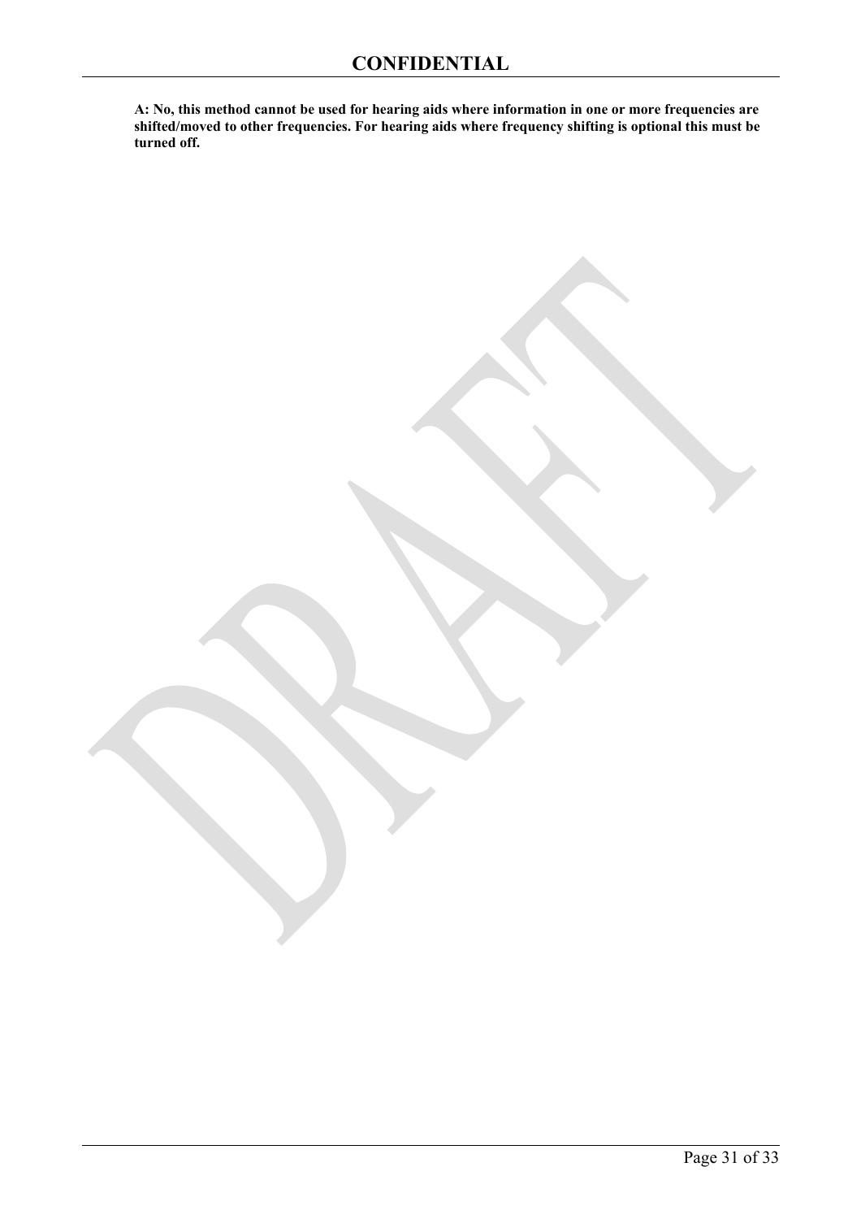**A: No, this method cannot be used for hearing aids where information in one or more frequencies are shifted/moved to other frequencies. For hearing aids where frequency shifting is optional this must be turned off.**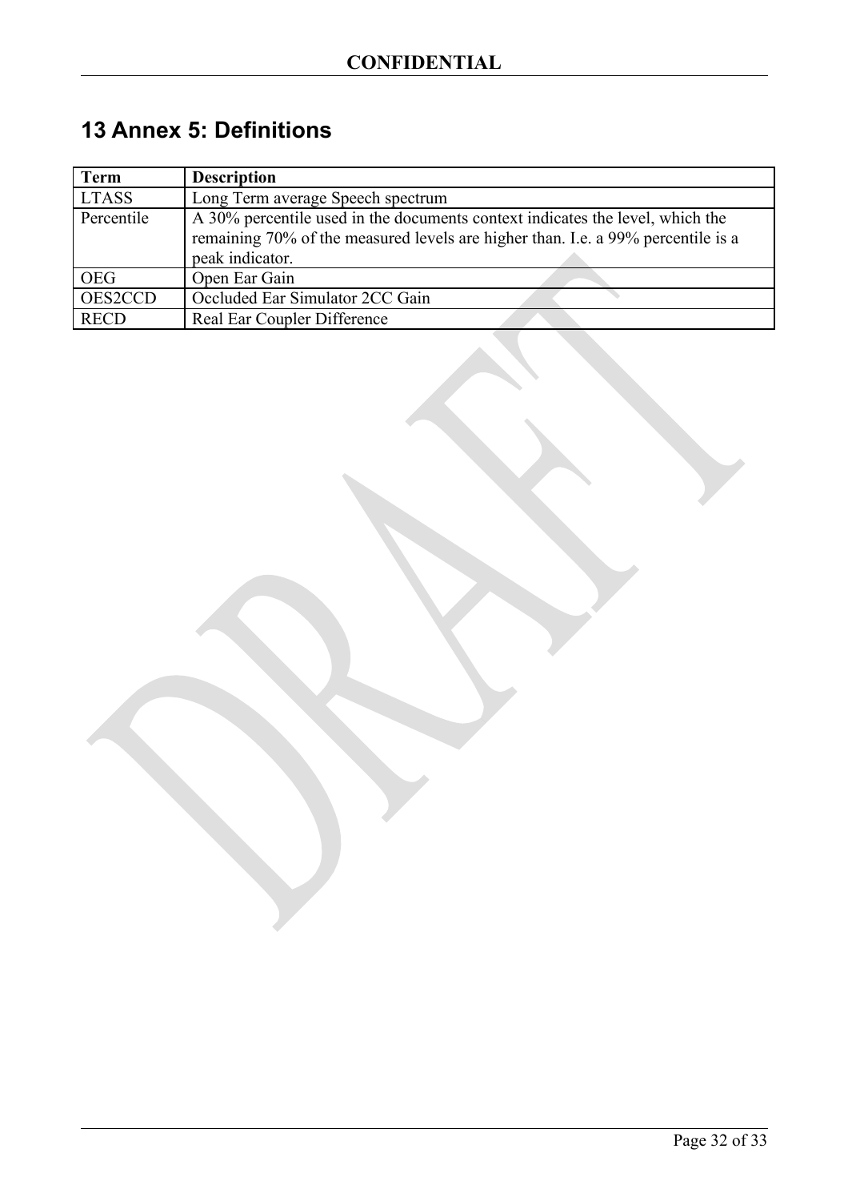# 13 Annex 5: Definitions

| Term | Description |
| --- | --- |
| LTASS | Long Term average Speech spectrum |
| Percentile | A 30% percentile used in the documents context indicates the level, which the remaining 70% of the measured levels are higher than. I.e. a 99% percentile is a peak indicator. |
| OEG | Open Ear Gain |
| OES2CCD | Occluded Ear Simulator 2CC Gain |
| RECD | Real Ear Coupler Difference |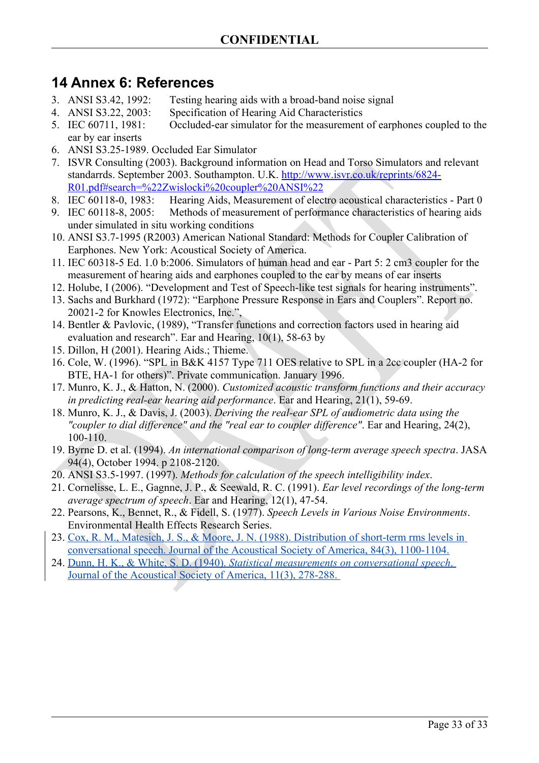# 14 Annex 6: References

3. ANSI S3.42, 1992: Testing hearing aids with a broad-band noise signal
4. ANSI S3.22, 2003: Specification of Hearing Aid Characteristics
5. IEC 60711, 1981: Occluded-ear simulator for the measurement of earphones coupled to the ear by ear inserts
6. ANSI S3.25-1989. Occluded Ear Simulator
7. ISVR Consulting (2003). Background information on Head and Torso Simulators and relevant standarrds. September 2003. Southampton. U.K. http://www.isvr.co.uk/reprints/6824-R01.pdf#search=%22Zwislocki%20coupler%20ANSI%22
8. IEC 60118-0, 1983: Hearing Aids, Measurement of electro acoustical characteristics - Part 0
9. IEC 60118-8, 2005: Methods of measurement of performance characteristics of hearing aids under simulated in situ working conditions
10. ANSI S3.7-1995 (R2003) American National Standard: Methods for Coupler Calibration of Earphones. New York: Acoustical Society of America.
11. IEC 60318-5 Ed. 1.0 b:2006. Simulators of human head and ear - Part 5: 2 cm3 coupler for the measurement of hearing aids and earphones coupled to the ear by means of ear inserts
12. Holube, I (2006). "Development and Test of Speech-like test signals for hearing instruments".
13. Sachs and Burkhard (1972): "Earphone Pressure Response in Ears and Couplers". Report no. 20021-2 for Knowles Electronics, Inc.",
14. Bentler & Pavlovic, (1989), "Transfer functions and correction factors used in hearing aid evaluation and research". Ear and Hearing, 10(1), 58-63 by
15. Dillon, H (2001). Hearing Aids.; Thieme.
16. Cole, W. (1996). "SPL in B&K 4157 Type 711 OES relative to SPL in a 2cc coupler (HA-2 for BTE, HA-1 for others)". Private communication. January 1996.
17. Munro, K. J., & Hatton, N. (2000). *Customized acoustic transform functions and their accuracy in predicting real-ear hearing aid performance*. Ear and Hearing, 21(1), 59-69.
18. Munro, K. J., & Davis, J. (2003). *Deriving the real-ear SPL of audiometric data using the "coupler to dial difference" and the "real ear to coupler difference"*. Ear and Hearing, 24(2), 100-110.
19. Byrne D. et al. (1994). *An international comparison of long-term average speech spectra*. JASA 94(4), October 1994. p 2108-2120.
20. ANSI S3.5-1997. (1997). *Methods for calculation of the speech intelligibility index*.
21. Cornelisse, L. E., Gagnne, J. P., & Seewald, R. C. (1991). *Ear level recordings of the long-term average spectrum of speech*. Ear and Hearing, 12(1), 47-54.
22. Pearsons, K., Bennet, R., & Fidell, S. (1977). *Speech Levels in Various Noise Environments*. Environmental Health Effects Research Series.
23. Cox, R. M., Matesich, J. S., & Moore, J. N. (1988). Distribution of short-term rms levels in conversational speech. Journal of the Acoustical Society of America, 84(3), 1100-1104.
24. Dunn, H. K., & White, S. D. (1940). *Statistical measurements on conversational speech*. Journal of the Acoustical Society of America, 11(3), 278-288.